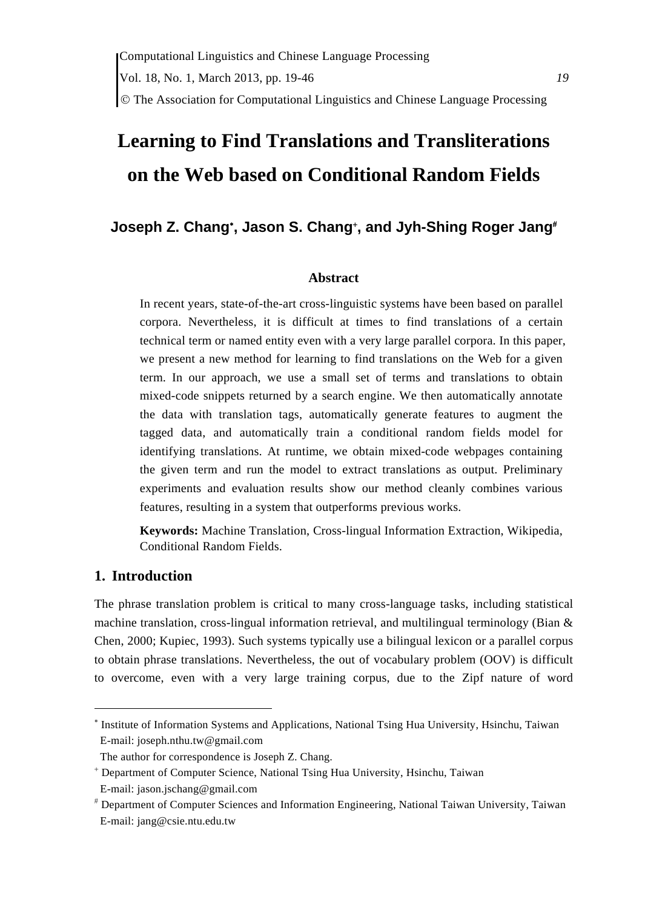# Learning to Find Translations and Transliterations on the Web based on Conditional Random Fields

**Joseph Z. Chang[\*], Jason S. Chang[+], and Jyh-Shing Roger Jang[#]**

### Abstract

In recent years, state-of-the-art cross-linguistic systems have been based on parallel corpora. Nevertheless, it is difficult at times to find translations of a certain technical term or named entity even with a very large parallel corpora. In this paper, we present a new method for learning to find translations on the Web for a given term. In our approach, we use a small set of terms and translations to obtain mixed-code snippets returned by a search engine. We then automatically annotate the data with translation tags, automatically generate features to augment the tagged data, and automatically train a conditional random fields model for identifying translations. At runtime, we obtain mixed-code webpages containing the given term and run the model to extract translations as output. Preliminary experiments and evaluation results show our method cleanly combines various features, resulting in a system that outperforms previous works.

**Keywords:** Machine Translation, Cross-lingual Information Extraction, Wikipedia, Conditional Random Fields.

## 1. Introduction

The phrase translation problem is critical to many cross-language tasks, including statistical machine translation, cross-lingual information retrieval, and multilingual terminology (Bian & Chen, 2000; Kupiec, 1993). Such systems typically use a bilingual lexicon or a parallel corpus to obtain phrase translations. Nevertheless, the out of vocabulary problem (OOV) is difficult to overcome, even with a very large training corpus, due to the Zipf nature of word

---

[\*] Institute of Information Systems and Applications, National Tsing Hua University, Hsinchu, Taiwan
E-mail: joseph.nthu.tw@gmail.com
The author for correspondence is Joseph Z. Chang.

[+] Department of Computer Science, National Tsing Hua University, Hsinchu, Taiwan
E-mail: jason.jschang@gmail.com

[#] Department of Computer Sciences and Information Engineering, National Taiwan University, Taiwan
E-mail: jang@csie.ntu.edu.tw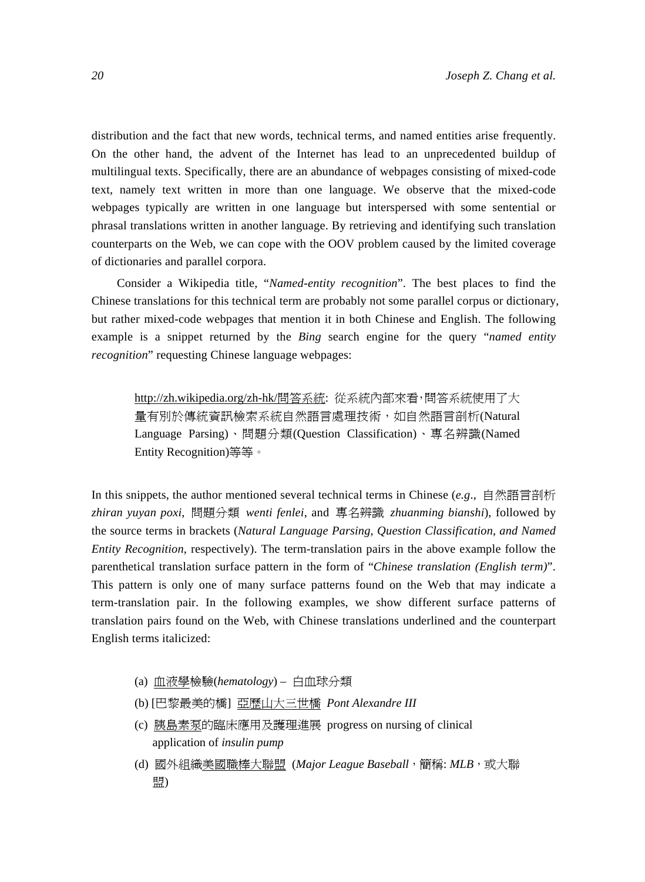distribution and the fact that new words, technical terms, and named entities arise frequently. On the other hand, the advent of the Internet has lead to an unprecedented buildup of multilingual texts. Specifically, there are an abundance of webpages consisting of mixed-code text, namely text written in more than one language. We observe that the mixed-code webpages typically are written in one language but interspersed with some sentential or phrasal translations written in another language. By retrieving and identifying such translation counterparts on the Web, we can cope with the OOV problem caused by the limited coverage of dictionaries and parallel corpora.

Consider a Wikipedia title, "*Named-entity recognition*". The best places to find the Chinese translations for this technical term are probably not some parallel corpus or dictionary, but rather mixed-code webpages that mention it in both Chinese and English. The following example is a snippet returned by the *Bing* search engine for the query "*named entity recognition*" requesting Chinese language webpages:

> <u>http://zh.wikipedia.org/zh-hk/問答系統</u>: 從系統內部來看,問答系統使用了大量有別於傳統資訊檢索系統自然語言處理技術，如自然語言剖析(Natural Language Parsing)、問題分類(Question Classification)、專名辨識(Named Entity Recognition)等等。

In this snippets, the author mentioned several technical terms in Chinese (*e.g*., 自然語言剖析 *zhiran yuyan poxi*, 問題分類 *wenti fenlei*, and 專名辨識 *zhuanming bianshi*), followed by the source terms in brackets (*Natural Language Parsing*, *Question Classification*, *and Named Entity Recognition*, respectively). The term-translation pairs in the above example follow the parenthetical translation surface pattern in the form of "*Chinese translation (English term)*". This pattern is only one of many surface patterns found on the Web that may indicate a term-translation pair. In the following examples, we show different surface patterns of translation pairs found on the Web, with Chinese translations underlined and the counterpart English terms italicized:

(a) <u>血液學檢驗</u>(*hematology*) – 白血球分類

(b) [巴黎最美的橋] <u>亞歷山大三世橋</u> *Pont Alexandre III*

(c) <u>胰島素泵</u>的臨床應用及護理進展 progress on nursing of clinical application of *insulin pump*

(d) 國外組織<u>美國職棒大聯盟</u> (*Major League Baseball*，簡稱: *MLB*，或大聯盟)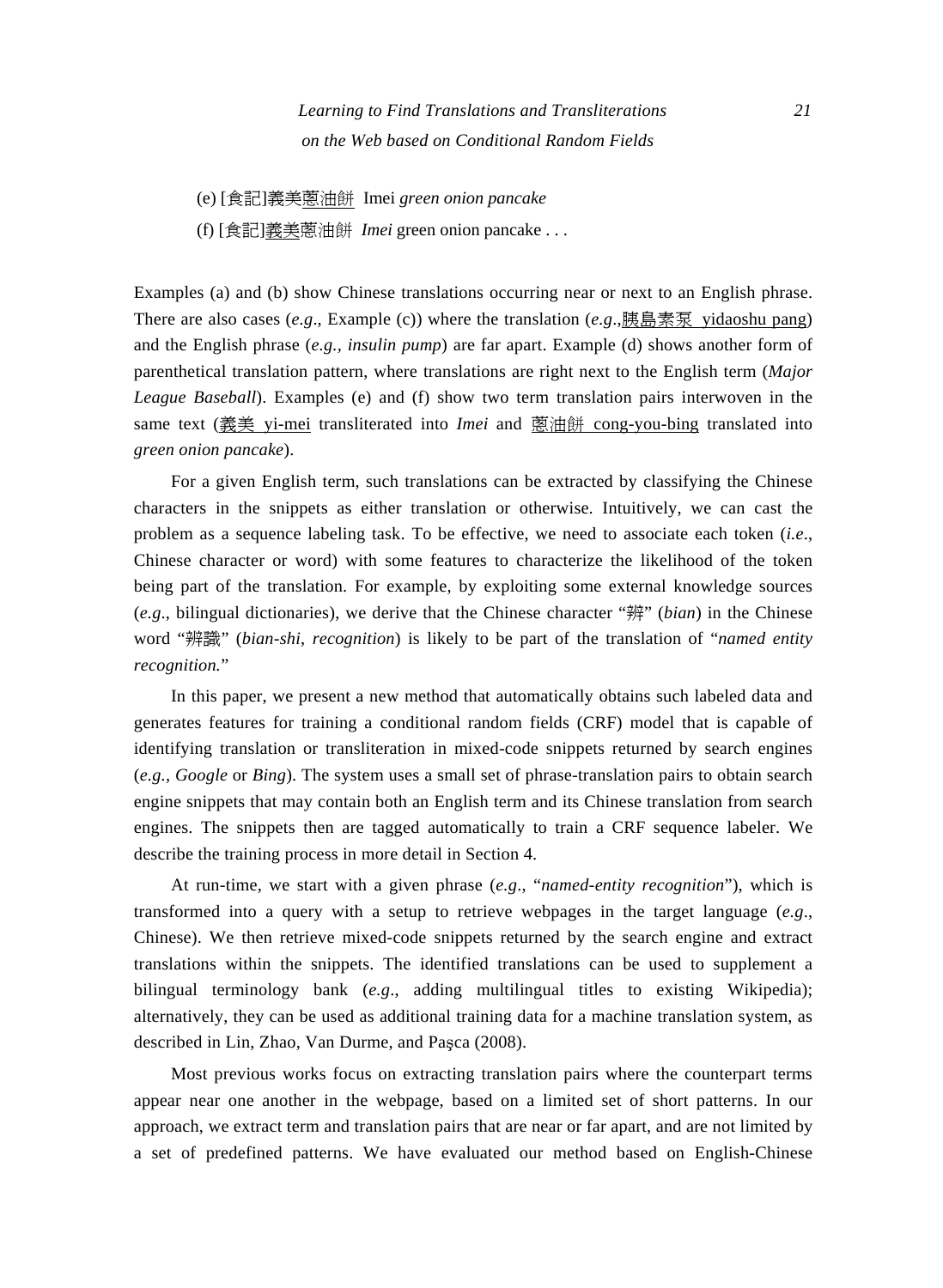(e) [食記]義美<u>蔥油餅</u> Imei *green onion pancake*

(f) [食記]<u>義美</u>蔥油餅 *Imei* green onion pancake . . .

Examples (a) and (b) show Chinese translations occurring near or next to an English phrase. There are also cases (*e.g*., Example (c)) where the translation (*e.g*.,<u>胰島素泵 yidaoshu pang</u>) and the English phrase (*e.g., insulin pump*) are far apart. Example (d) shows another form of parenthetical translation pattern, where translations are right next to the English term (*Major League Baseball*). Examples (e) and (f) show two term translation pairs interwoven in the same text (<u>義美 yi-mei</u> transliterated into *Imei* and <u>蔥油餅 cong-you-bing</u> translated into *green onion pancake*).

For a given English term, such translations can be extracted by classifying the Chinese characters in the snippets as either translation or otherwise. Intuitively, we can cast the problem as a sequence labeling task. To be effective, we need to associate each token (*i.e*., Chinese character or word) with some features to characterize the likelihood of the token being part of the translation. For example, by exploiting some external knowledge sources (*e.g*., bilingual dictionaries), we derive that the Chinese character "辨" (*bian*) in the Chinese word "辨識" (*bian-shi*, *recognition*) is likely to be part of the translation of "*named entity recognition.*"

In this paper, we present a new method that automatically obtains such labeled data and generates features for training a conditional random fields (CRF) model that is capable of identifying translation or transliteration in mixed-code snippets returned by search engines (*e.g., Google* or *Bing*). The system uses a small set of phrase-translation pairs to obtain search engine snippets that may contain both an English term and its Chinese translation from search engines. The snippets then are tagged automatically to train a CRF sequence labeler. We describe the training process in more detail in Section 4.

At run-time, we start with a given phrase (*e.g*., "*named-entity recognition*"), which is transformed into a query with a setup to retrieve webpages in the target language (*e.g*., Chinese). We then retrieve mixed-code snippets returned by the search engine and extract translations within the snippets. The identified translations can be used to supplement a bilingual terminology bank (*e.g*., adding multilingual titles to existing Wikipedia); alternatively, they can be used as additional training data for a machine translation system, as described in Lin, Zhao, Van Durme, and Paşca (2008).

Most previous works focus on extracting translation pairs where the counterpart terms appear near one another in the webpage, based on a limited set of short patterns. In our approach, we extract term and translation pairs that are near or far apart, and are not limited by a set of predefined patterns. We have evaluated our method based on English-Chinese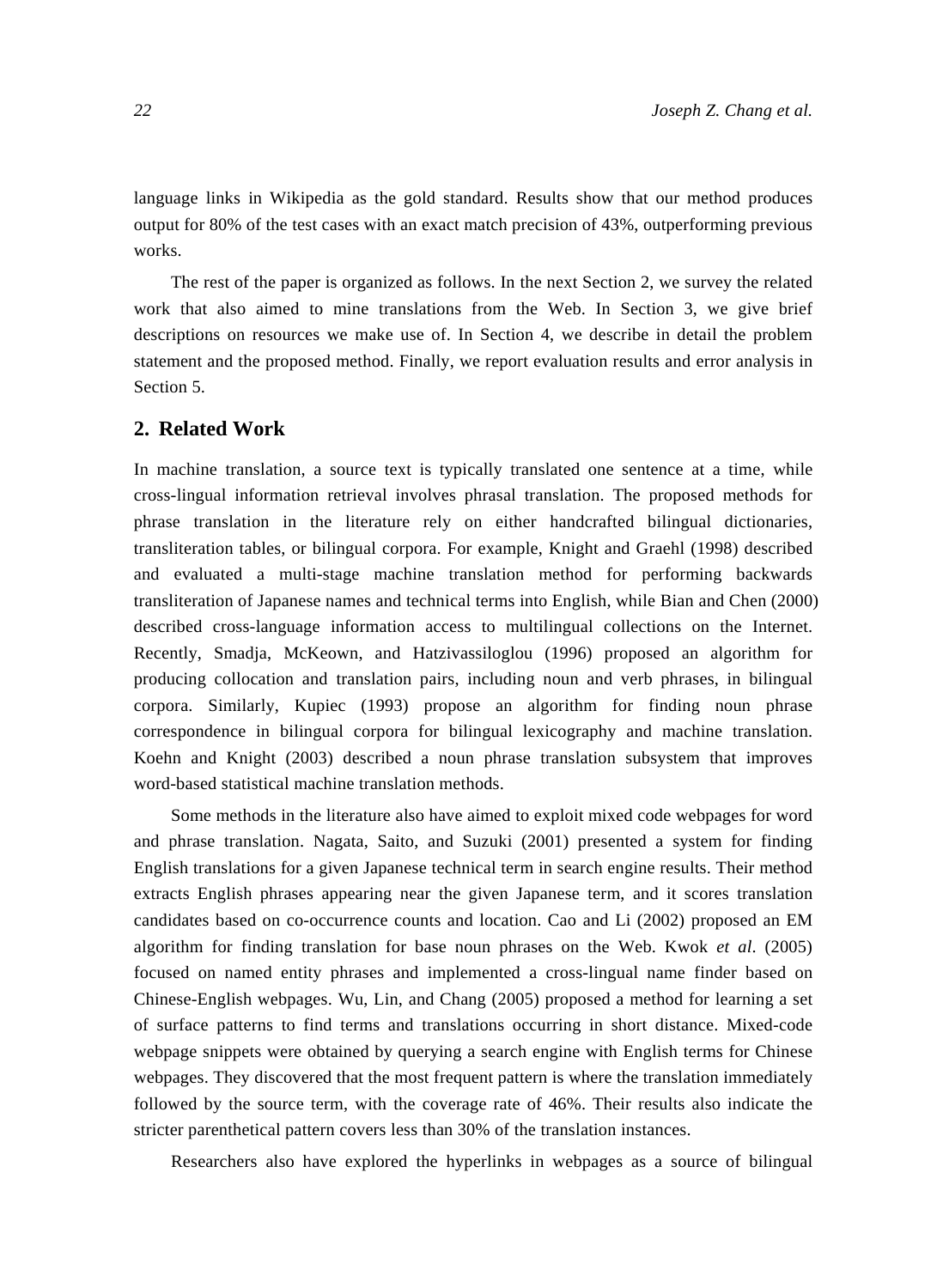language links in Wikipedia as the gold standard. Results show that our method produces output for 80% of the test cases with an exact match precision of 43%, outperforming previous works.

The rest of the paper is organized as follows. In the next Section 2, we survey the related work that also aimed to mine translations from the Web. In Section 3, we give brief descriptions on resources we make use of. In Section 4, we describe in detail the problem statement and the proposed method. Finally, we report evaluation results and error analysis in Section 5.

## 2. Related Work

In machine translation, a source text is typically translated one sentence at a time, while cross-lingual information retrieval involves phrasal translation. The proposed methods for phrase translation in the literature rely on either handcrafted bilingual dictionaries, transliteration tables, or bilingual corpora. For example, Knight and Graehl (1998) described and evaluated a multi-stage machine translation method for performing backwards transliteration of Japanese names and technical terms into English, while Bian and Chen (2000) described cross-language information access to multilingual collections on the Internet. Recently, Smadja, McKeown, and Hatzivassiloglou (1996) proposed an algorithm for producing collocation and translation pairs, including noun and verb phrases, in bilingual corpora. Similarly, Kupiec (1993) propose an algorithm for finding noun phrase correspondence in bilingual corpora for bilingual lexicography and machine translation. Koehn and Knight (2003) described a noun phrase translation subsystem that improves word-based statistical machine translation methods.

Some methods in the literature also have aimed to exploit mixed code webpages for word and phrase translation. Nagata, Saito, and Suzuki (2001) presented a system for finding English translations for a given Japanese technical term in search engine results. Their method extracts English phrases appearing near the given Japanese term, and it scores translation candidates based on co-occurrence counts and location. Cao and Li (2002) proposed an EM algorithm for finding translation for base noun phrases on the Web. Kwok *et al*. (2005) focused on named entity phrases and implemented a cross-lingual name finder based on Chinese-English webpages. Wu, Lin, and Chang (2005) proposed a method for learning a set of surface patterns to find terms and translations occurring in short distance. Mixed-code webpage snippets were obtained by querying a search engine with English terms for Chinese webpages. They discovered that the most frequent pattern is where the translation immediately followed by the source term, with the coverage rate of 46%. Their results also indicate the stricter parenthetical pattern covers less than 30% of the translation instances.

Researchers also have explored the hyperlinks in webpages as a source of bilingual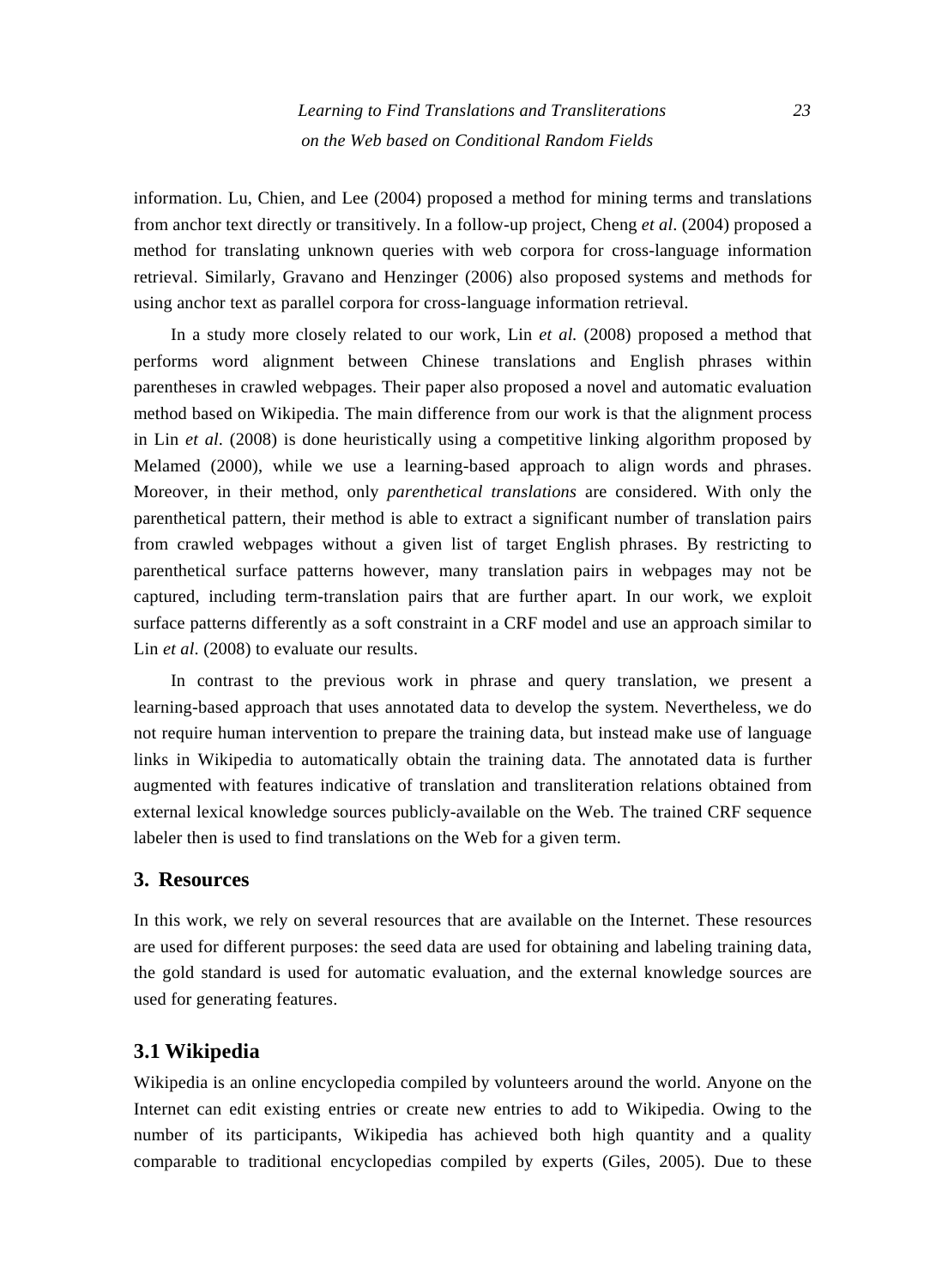information. Lu, Chien, and Lee (2004) proposed a method for mining terms and translations from anchor text directly or transitively. In a follow-up project, Cheng *et al*. (2004) proposed a method for translating unknown queries with web corpora for cross-language information retrieval. Similarly, Gravano and Henzinger (2006) also proposed systems and methods for using anchor text as parallel corpora for cross-language information retrieval.

In a study more closely related to our work, Lin *et al.* (2008) proposed a method that performs word alignment between Chinese translations and English phrases within parentheses in crawled webpages. Their paper also proposed a novel and automatic evaluation method based on Wikipedia. The main difference from our work is that the alignment process in Lin *et al*. (2008) is done heuristically using a competitive linking algorithm proposed by Melamed (2000), while we use a learning-based approach to align words and phrases. Moreover, in their method, only *parenthetical translations* are considered. With only the parenthetical pattern, their method is able to extract a significant number of translation pairs from crawled webpages without a given list of target English phrases. By restricting to parenthetical surface patterns however, many translation pairs in webpages may not be captured, including term-translation pairs that are further apart. In our work, we exploit surface patterns differently as a soft constraint in a CRF model and use an approach similar to Lin *et al*. (2008) to evaluate our results.

In contrast to the previous work in phrase and query translation, we present a learning-based approach that uses annotated data to develop the system. Nevertheless, we do not require human intervention to prepare the training data, but instead make use of language links in Wikipedia to automatically obtain the training data. The annotated data is further augmented with features indicative of translation and transliteration relations obtained from external lexical knowledge sources publicly-available on the Web. The trained CRF sequence labeler then is used to find translations on the Web for a given term.

## 3. Resources

In this work, we rely on several resources that are available on the Internet. These resources are used for different purposes: the seed data are used for obtaining and labeling training data, the gold standard is used for automatic evaluation, and the external knowledge sources are used for generating features.

### 3.1 Wikipedia

Wikipedia is an online encyclopedia compiled by volunteers around the world. Anyone on the Internet can edit existing entries or create new entries to add to Wikipedia. Owing to the number of its participants, Wikipedia has achieved both high quantity and a quality comparable to traditional encyclopedias compiled by experts (Giles, 2005). Due to these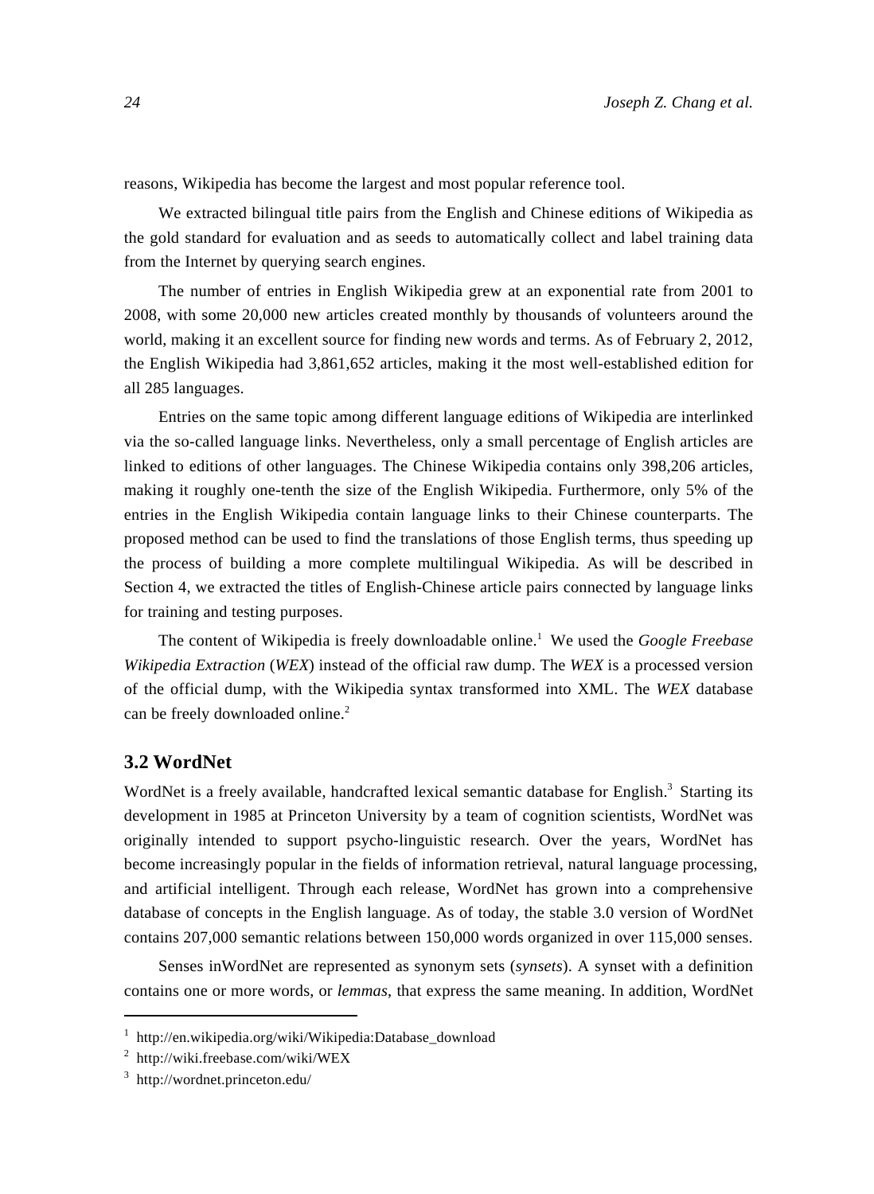reasons, Wikipedia has become the largest and most popular reference tool.

We extracted bilingual title pairs from the English and Chinese editions of Wikipedia as the gold standard for evaluation and as seeds to automatically collect and label training data from the Internet by querying search engines.

The number of entries in English Wikipedia grew at an exponential rate from 2001 to 2008, with some 20,000 new articles created monthly by thousands of volunteers around the world, making it an excellent source for finding new words and terms. As of February 2, 2012, the English Wikipedia had 3,861,652 articles, making it the most well-established edition for all 285 languages.

Entries on the same topic among different language editions of Wikipedia are interlinked via the so-called language links. Nevertheless, only a small percentage of English articles are linked to editions of other languages. The Chinese Wikipedia contains only 398,206 articles, making it roughly one-tenth the size of the English Wikipedia. Furthermore, only 5% of the entries in the English Wikipedia contain language links to their Chinese counterparts. The proposed method can be used to find the translations of those English terms, thus speeding up the process of building a more complete multilingual Wikipedia. As will be described in Section 4, we extracted the titles of English-Chinese article pairs connected by language links for training and testing purposes.

The content of Wikipedia is freely downloadable online.[1] We used the *Google Freebase Wikipedia Extraction* (*WEX*) instead of the official raw dump. The *WEX* is a processed version of the official dump, with the Wikipedia syntax transformed into XML. The *WEX* database can be freely downloaded online.[2]

## 3.2 WordNet

WordNet is a freely available, handcrafted lexical semantic database for English.[3] Starting its development in 1985 at Princeton University by a team of cognition scientists, WordNet was originally intended to support psycho-linguistic research. Over the years, WordNet has become increasingly popular in the fields of information retrieval, natural language processing, and artificial intelligent. Through each release, WordNet has grown into a comprehensive database of concepts in the English language. As of today, the stable 3.0 version of WordNet contains 207,000 semantic relations between 150,000 words organized in over 115,000 senses.

Senses inWordNet are represented as synonym sets (*synsets*). A synset with a definition contains one or more words, or *lemmas*, that express the same meaning. In addition, WordNet

---

[1] http://en.wikipedia.org/wiki/Wikipedia:Database_download

[2] http://wiki.freebase.com/wiki/WEX

[3] http://wordnet.princeton.edu/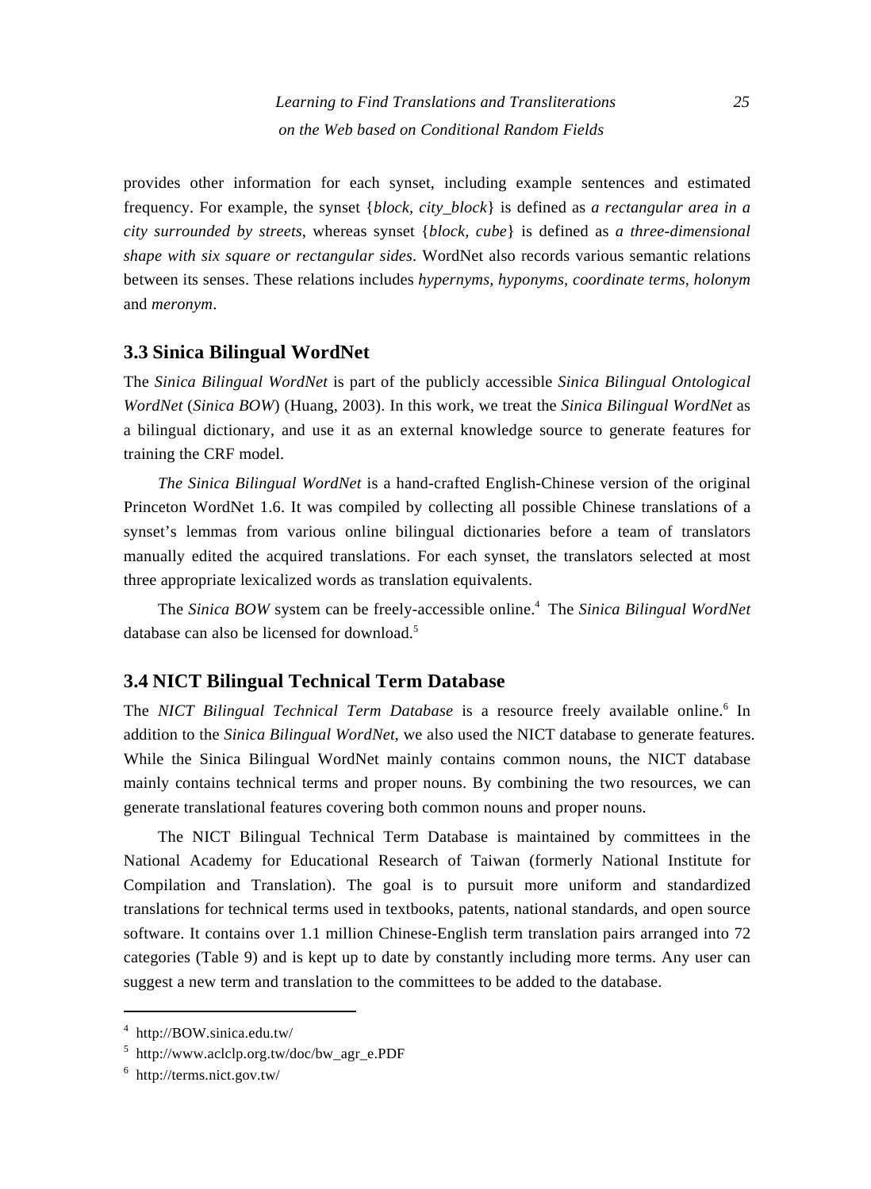provides other information for each synset, including example sentences and estimated frequency. For example, the synset {*block, city_block*} is defined as *a rectangular area in a city surrounded by streets*, whereas synset {*block, cube*} is defined as *a three-dimensional shape with six square or rectangular sides*. WordNet also records various semantic relations between its senses. These relations includes *hypernyms, hyponyms, coordinate terms, holonym* and *meronym*.

### 3.3 Sinica Bilingual WordNet

The *Sinica Bilingual WordNet* is part of the publicly accessible *Sinica Bilingual Ontological WordNet* (*Sinica BOW*) (Huang, 2003). In this work, we treat the *Sinica Bilingual WordNet* as a bilingual dictionary, and use it as an external knowledge source to generate features for training the CRF model.

*The Sinica Bilingual WordNet* is a hand-crafted English-Chinese version of the original Princeton WordNet 1.6. It was compiled by collecting all possible Chinese translations of a synset's lemmas from various online bilingual dictionaries before a team of translators manually edited the acquired translations. For each synset, the translators selected at most three appropriate lexicalized words as translation equivalents.

The *Sinica BOW* system can be freely-accessible online.[4] The *Sinica Bilingual WordNet* database can also be licensed for download.[5]

### 3.4 NICT Bilingual Technical Term Database

The *NICT Bilingual Technical Term Database* is a resource freely available online.[6] In addition to the *Sinica Bilingual WordNet*, we also used the NICT database to generate features. While the Sinica Bilingual WordNet mainly contains common nouns, the NICT database mainly contains technical terms and proper nouns. By combining the two resources, we can generate translational features covering both common nouns and proper nouns.

The NICT Bilingual Technical Term Database is maintained by committees in the National Academy for Educational Research of Taiwan (formerly National Institute for Compilation and Translation). The goal is to pursuit more uniform and standardized translations for technical terms used in textbooks, patents, national standards, and open source software. It contains over 1.1 million Chinese-English term translation pairs arranged into 72 categories (Table 9) and is kept up to date by constantly including more terms. Any user can suggest a new term and translation to the committees to be added to the database.

---

[4] http://BOW.sinica.edu.tw/

[5] http://www.aclclp.org.tw/doc/bw_agr_e.PDF

[6] http://terms.nict.gov.tw/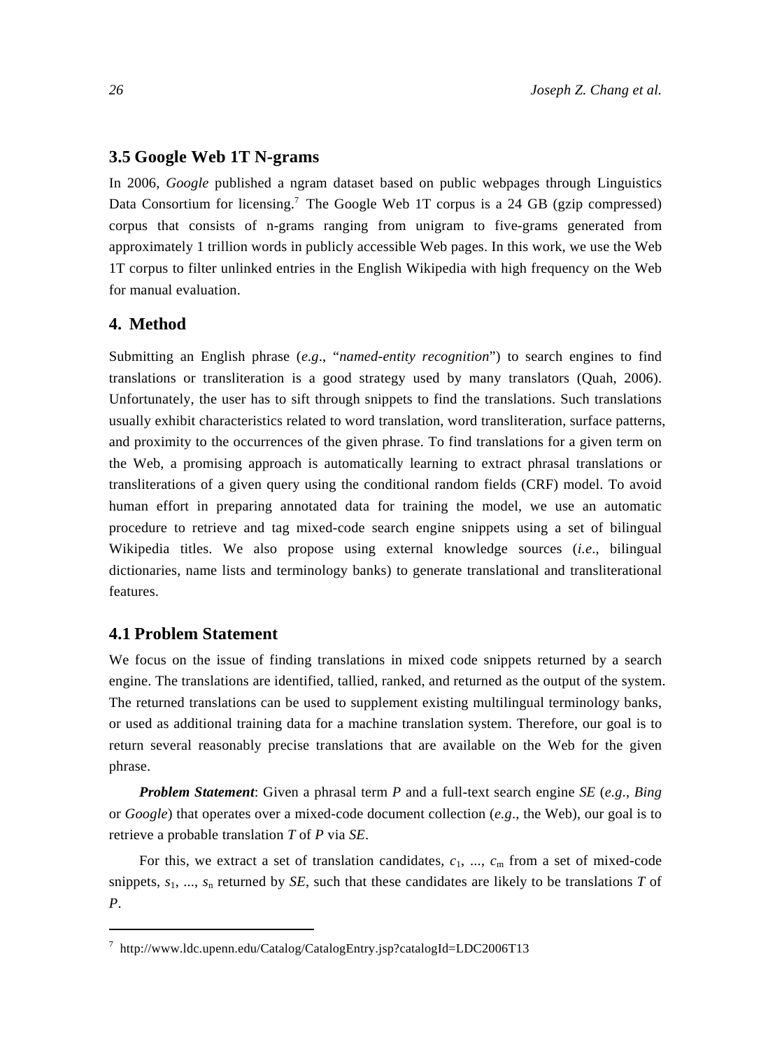### 3.5 Google Web 1T N-grams

In 2006, *Google* published a ngram dataset based on public webpages through Linguistics Data Consortium for licensing.[7] The Google Web 1T corpus is a 24 GB (gzip compressed) corpus that consists of n-grams ranging from unigram to five-grams generated from approximately 1 trillion words in publicly accessible Web pages. In this work, we use the Web 1T corpus to filter unlinked entries in the English Wikipedia with high frequency on the Web for manual evaluation.

## 4. Method

Submitting an English phrase (*e.g*., "*named-entity recognition*") to search engines to find translations or transliteration is a good strategy used by many translators (Quah, 2006). Unfortunately, the user has to sift through snippets to find the translations. Such translations usually exhibit characteristics related to word translation, word transliteration, surface patterns, and proximity to the occurrences of the given phrase. To find translations for a given term on the Web, a promising approach is automatically learning to extract phrasal translations or transliterations of a given query using the conditional random fields (CRF) model. To avoid human effort in preparing annotated data for training the model, we use an automatic procedure to retrieve and tag mixed-code search engine snippets using a set of bilingual Wikipedia titles. We also propose using external knowledge sources (*i.e*., bilingual dictionaries, name lists and terminology banks) to generate translational and transliterational features.

### 4.1 Problem Statement

We focus on the issue of finding translations in mixed code snippets returned by a search engine. The translations are identified, tallied, ranked, and returned as the output of the system. The returned translations can be used to supplement existing multilingual terminology banks, or used as additional training data for a machine translation system. Therefore, our goal is to return several reasonably precise translations that are available on the Web for the given phrase.

***Problem Statement***: Given a phrasal term *P* and a full-text search engine *SE* (*e.g*., *Bing* or *Google*) that operates over a mixed-code document collection (*e.g*., the Web), our goal is to retrieve a probable translation *T* of *P* via *SE*.

For this, we extract a set of translation candidates, $c_1$, ..., $c_m$ from a set of mixed-code snippets, $s_1$, ..., $s_n$ returned by *SE*, such that these candidates are likely to be translations *T* of *P*.

---

[7] http://www.ldc.upenn.edu/Catalog/CatalogEntry.jsp?catalogId=LDC2006T13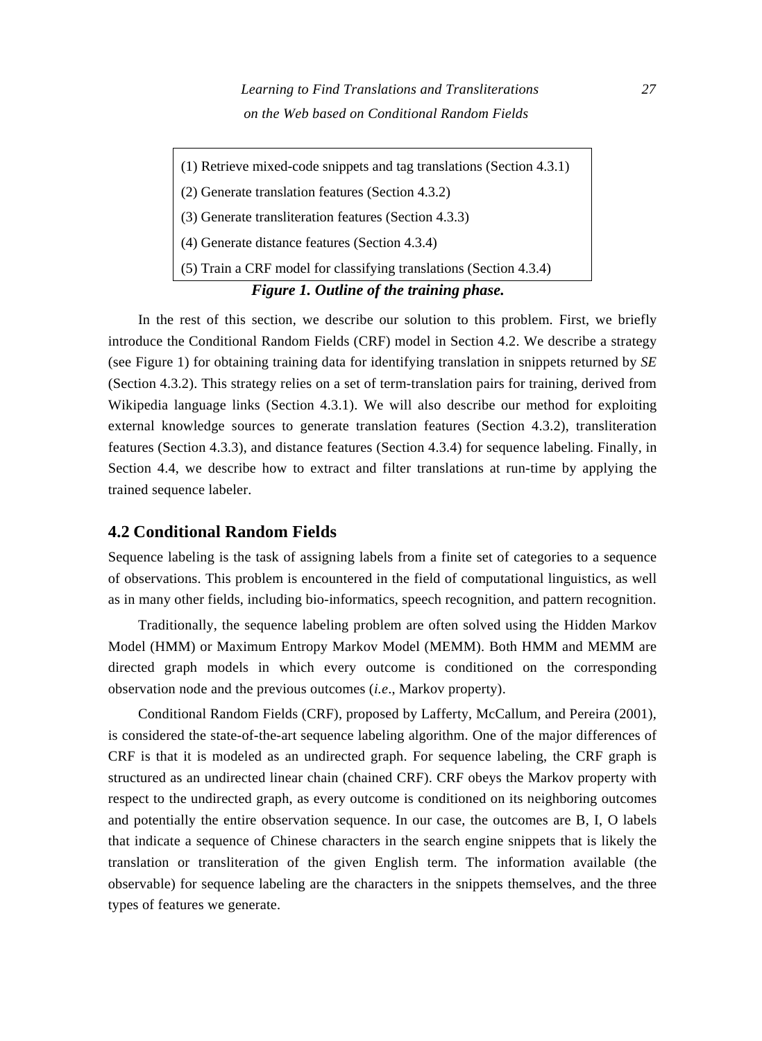(1) Retrieve mixed-code snippets and tag translations (Section 4.3.1)

(2) Generate translation features (Section 4.3.2)

(3) Generate transliteration features (Section 4.3.3)

(4) Generate distance features (Section 4.3.4)

(5) Train a CRF model for classifying translations (Section 4.3.4)

***Figure 1. Outline of the training phase.***

In the rest of this section, we describe our solution to this problem. First, we briefly introduce the Conditional Random Fields (CRF) model in Section 4.2. We describe a strategy (see Figure 1) for obtaining training data for identifying translation in snippets returned by *SE* (Section 4.3.2). This strategy relies on a set of term-translation pairs for training, derived from Wikipedia language links (Section 4.3.1). We will also describe our method for exploiting external knowledge sources to generate translation features (Section 4.3.2), transliteration features (Section 4.3.3), and distance features (Section 4.3.4) for sequence labeling. Finally, in Section 4.4, we describe how to extract and filter translations at run-time by applying the trained sequence labeler.

## 4.2 Conditional Random Fields

Sequence labeling is the task of assigning labels from a finite set of categories to a sequence of observations. This problem is encountered in the field of computational linguistics, as well as in many other fields, including bio-informatics, speech recognition, and pattern recognition.

Traditionally, the sequence labeling problem are often solved using the Hidden Markov Model (HMM) or Maximum Entropy Markov Model (MEMM). Both HMM and MEMM are directed graph models in which every outcome is conditioned on the corresponding observation node and the previous outcomes (*i.e*., Markov property).

Conditional Random Fields (CRF), proposed by Lafferty, McCallum, and Pereira (2001), is considered the state-of-the-art sequence labeling algorithm. One of the major differences of CRF is that it is modeled as an undirected graph. For sequence labeling, the CRF graph is structured as an undirected linear chain (chained CRF). CRF obeys the Markov property with respect to the undirected graph, as every outcome is conditioned on its neighboring outcomes and potentially the entire observation sequence. In our case, the outcomes are B, I, O labels that indicate a sequence of Chinese characters in the search engine snippets that is likely the translation or transliteration of the given English term. The information available (the observable) for sequence labeling are the characters in the snippets themselves, and the three types of features we generate.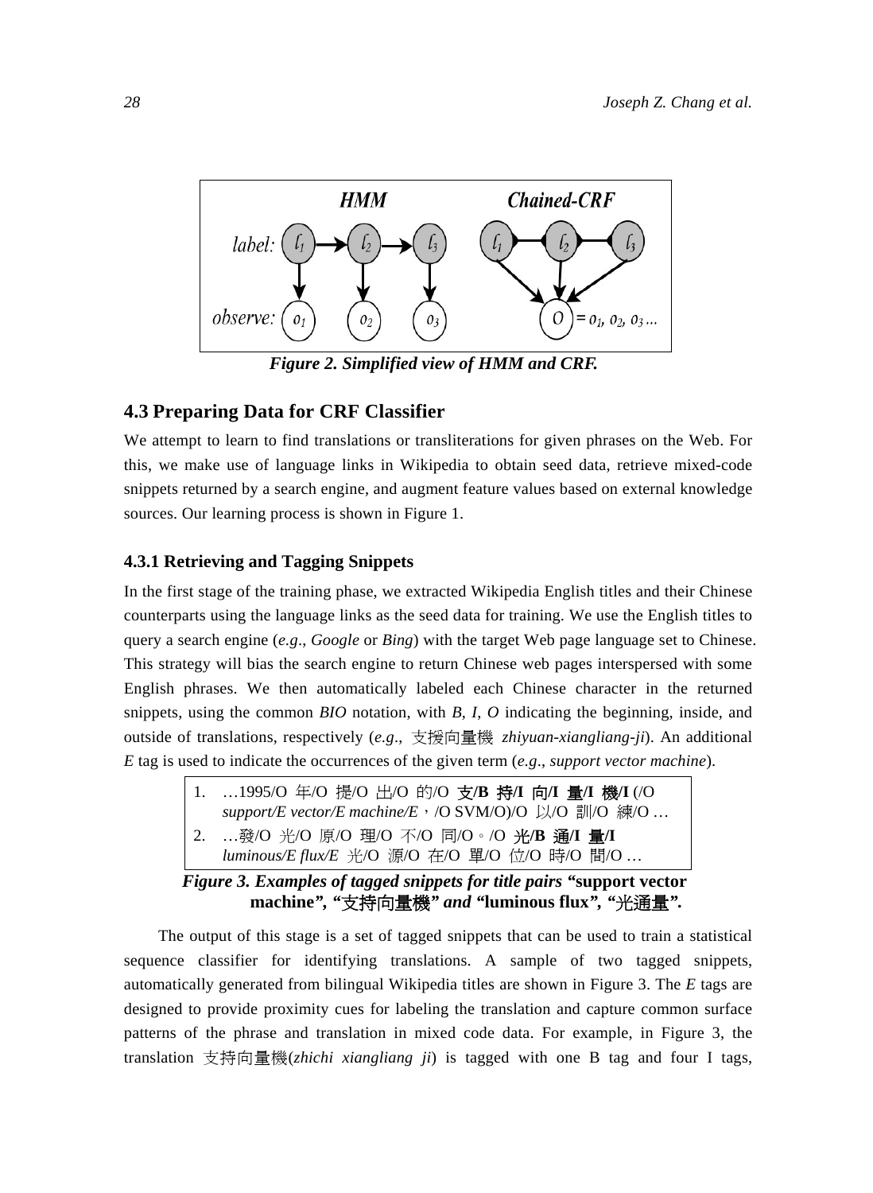*Figure 2. Simplified view of HMM and CRF.*

### 4.3 Preparing Data for CRF Classifier

We attempt to learn to find translations or transliterations for given phrases on the Web. For this, we make use of language links in Wikipedia to obtain seed data, retrieve mixed-code snippets returned by a search engine, and augment feature values based on external knowledge sources. Our learning process is shown in Figure 1.

#### 4.3.1 Retrieving and Tagging Snippets

In the first stage of the training phase, we extracted Wikipedia English titles and their Chinese counterparts using the language links as the seed data for training. We use the English titles to query a search engine (*e.g*., *Google* or *Bing*) with the target Web page language set to Chinese. This strategy will bias the search engine to return Chinese web pages interspersed with some English phrases. We then automatically labeled each Chinese character in the returned snippets, using the common *BIO* notation, with *B*, *I*, *O* indicating the beginning, inside, and outside of translations, respectively (*e.g*., 支援向量機 *zhiyuan-xiangliang-ji*). An additional *E* tag is used to indicate the occurrences of the given term (*e.g*., *support vector machine*).

1. …1995/O 年/O 提/O 出/O 的/O **支/B 持/I 向/I 量/I 機/I** (/O *support/E vector/E machine/E*，/O SVM/O)/O 以/O 訓/O 練/O …
2. …發/O 光/O 原/O 理/O 不/O 同/O。/O **光/B 通/I 量/I** *luminous/E flux/E* 光/O 源/O 在/O 單/O 位/O 時/O 間/O …

***Figure 3. Examples of tagged snippets for title pairs "*****support vector machine*****", "*****支持向量機*****" and "*****luminous flux*****", "*****光通量*****".***

The output of this stage is a set of tagged snippets that can be used to train a statistical sequence classifier for identifying translations. A sample of two tagged snippets, automatically generated from bilingual Wikipedia titles are shown in Figure 3. The *E* tags are designed to provide proximity cues for labeling the translation and capture common surface patterns of the phrase and translation in mixed code data. For example, in Figure 3, the translation 支持向量機(*zhichi xiangliang ji*) is tagged with one B tag and four I tags,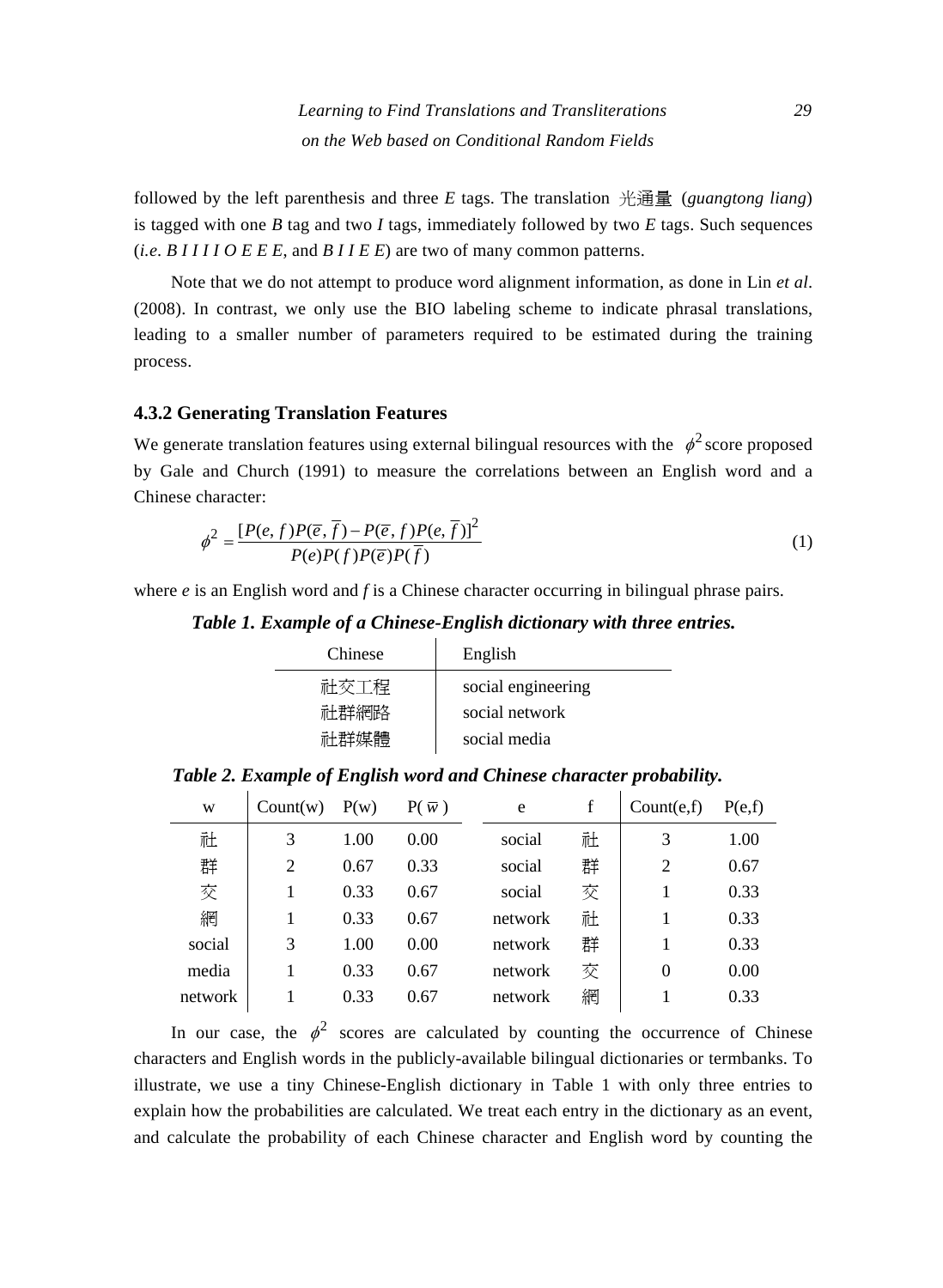followed by the left parenthesis and three *E* tags. The translation 光通量 (*guangtong liang*) is tagged with one *B* tag and two *I* tags, immediately followed by two *E* tags. Such sequences (*i.e*. *B I I I I O E E E*, and *B I I E E*) are two of many common patterns.

Note that we do not attempt to produce word alignment information, as done in Lin *et al*. (2008). In contrast, we only use the BIO labeling scheme to indicate phrasal translations, leading to a smaller number of parameters required to be estimated during the training process.

### 4.3.2 Generating Translation Features

We generate translation features using external bilingual resources with the $\phi^2$ score proposed by Gale and Church (1991) to measure the correlations between an English word and a Chinese character:

$$\phi^2 = \frac{[P(e,f)P(\overline{e},\overline{f}) - P(\overline{e},f)P(e,\overline{f})]^2}{P(e)P(f)P(\overline{e})P(\overline{f})} \tag{1}$$

where *e* is an English word and *f* is a Chinese character occurring in bilingual phrase pairs.

***Table 1. Example of a Chinese-English dictionary with three entries.***

| Chinese | English |
|---|---|
| 社交工程 | social engineering |
| 社群網路 | social network |
| 社群媒體 | social media |

***Table 2. Example of English word and Chinese character probability.***

| w | Count(w) | P(w) | P($\overline{w}$) | e | f | Count(e,f) | P(e,f) |
|---|---|---|---|---|---|---|---|
| 社 | 3 | 1.00 | 0.00 | social | 社 | 3 | 1.00 |
| 群 | 2 | 0.67 | 0.33 | social | 群 | 2 | 0.67 |
| 交 | 1 | 0.33 | 0.67 | social | 交 | 1 | 0.33 |
| 網 | 1 | 0.33 | 0.67 | network | 社 | 1 | 0.33 |
| social | 3 | 1.00 | 0.00 | network | 群 | 1 | 0.33 |
| media | 1 | 0.33 | 0.67 | network | 交 | 0 | 0.00 |
| network | 1 | 0.33 | 0.67 | network | 網 | 1 | 0.33 |

In our case, the $\phi^2$ scores are calculated by counting the occurrence of Chinese characters and English words in the publicly-available bilingual dictionaries or termbanks. To illustrate, we use a tiny Chinese-English dictionary in Table 1 with only three entries to explain how the probabilities are calculated. We treat each entry in the dictionary as an event, and calculate the probability of each Chinese character and English word by counting the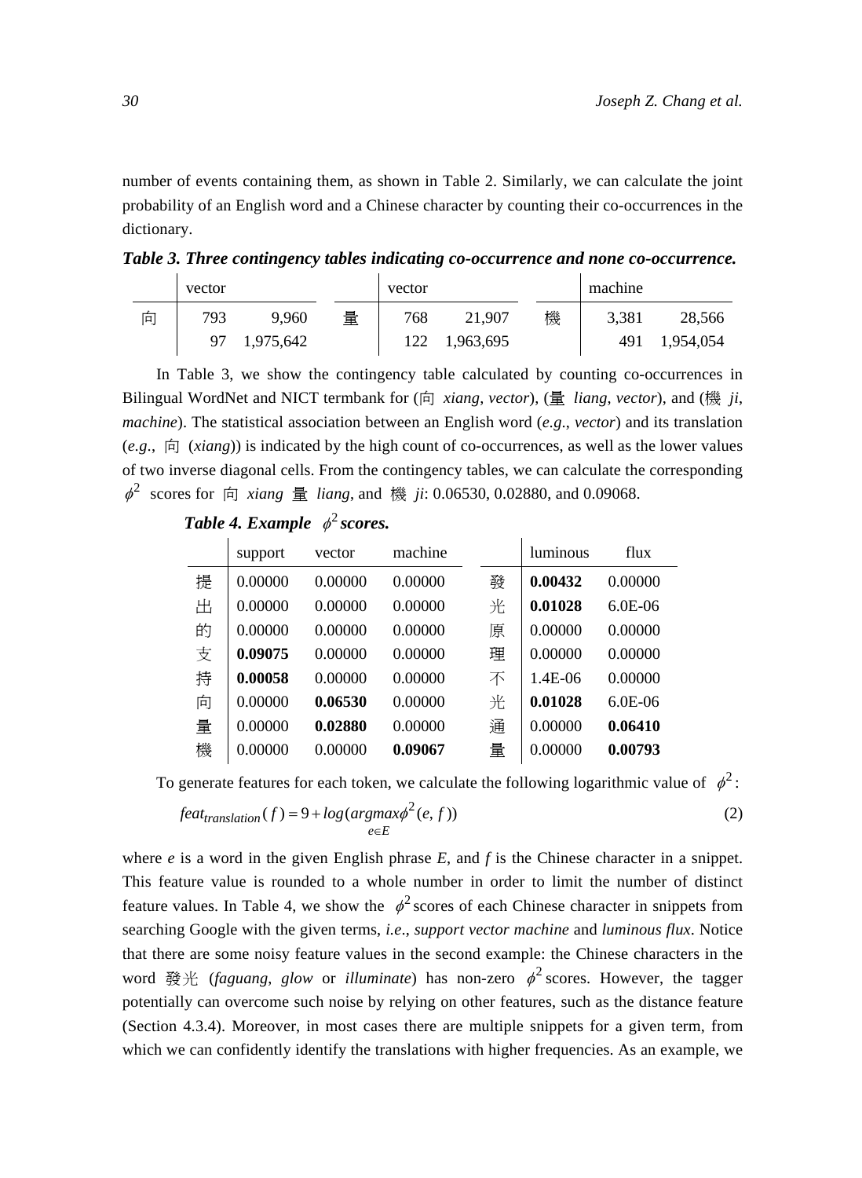number of events containing them, as shown in Table 2. Similarly, we can calculate the joint probability of an English word and a Chinese character by counting their co-occurrences in the dictionary.

***Table 3. Three contingency tables indicating co-occurrence and none co-occurrence.***

| | vector | | | vector | | | machine | |
|---|---|---|---|---|---|---|---|---|
| 向 | 793 | 9,960 | 量 | 768 | 21,907 | 機 | 3,381 | 28,566 |
| | 97 | 1,975,642 | | 122 | 1,963,695 | | 491 | 1,954,054 |

In Table 3, we show the contingency table calculated by counting co-occurrences in Bilingual WordNet and NICT termbank for (向 *xiang*, *vector*), (量 *liang*, *vector*), and (機 *ji*, *machine*). The statistical association between an English word (*e.g.*, *vector*) and its translation (*e.g.*, 向 (*xiang*)) is indicated by the high count of co-occurrences, as well as the lower values of two inverse diagonal cells. From the contingency tables, we can calculate the corresponding $\phi^2$ scores for 向 *xiang* 量 *liang*, and 機 *ji*: 0.06530, 0.02880, and 0.09068.

***Table 4. Example $\phi^2$ scores.***

| | support | vector | machine | | luminous | flux |
|---|---|---|---|---|---|---|
| 提 | 0.00000 | 0.00000 | 0.00000 | 發 | **0.00432** | 0.00000 |
| 出 | 0.00000 | 0.00000 | 0.00000 | 光 | **0.01028** | 6.0E-06 |
| 的 | 0.00000 | 0.00000 | 0.00000 | 原 | 0.00000 | 0.00000 |
| 支 | **0.09075** | 0.00000 | 0.00000 | 理 | 0.00000 | 0.00000 |
| 持 | **0.00058** | 0.00000 | 0.00000 | 不 | 1.4E-06 | 0.00000 |
| 向 | 0.00000 | **0.06530** | 0.00000 | 光 | **0.01028** | 6.0E-06 |
| 量 | 0.00000 | **0.02880** | 0.00000 | 通 | 0.00000 | **0.06410** |
| 機 | 0.00000 | 0.00000 | **0.09067** | 量 | 0.00000 | **0.00793** |

To generate features for each token, we calculate the following logarithmic value of $\phi^2$:

$$feat_{translation}(f) = 9 + log(\underset{e \in E}{argmax}\phi^2(e, f)) \tag{2}$$

where *e* is a word in the given English phrase *E*, and *f* is the Chinese character in a snippet. This feature value is rounded to a whole number in order to limit the number of distinct feature values. In Table 4, we show the $\phi^2$ scores of each Chinese character in snippets from searching Google with the given terms, *i.e*., *support vector machine* and *luminous flux*. Notice that there are some noisy feature values in the second example: the Chinese characters in the word 發光 (*faguang*, *glow* or *illuminate*) has non-zero $\phi^2$ scores. However, the tagger potentially can overcome such noise by relying on other features, such as the distance feature (Section 4.3.4). Moreover, in most cases there are multiple snippets for a given term, from which we can confidently identify the translations with higher frequencies. As an example, we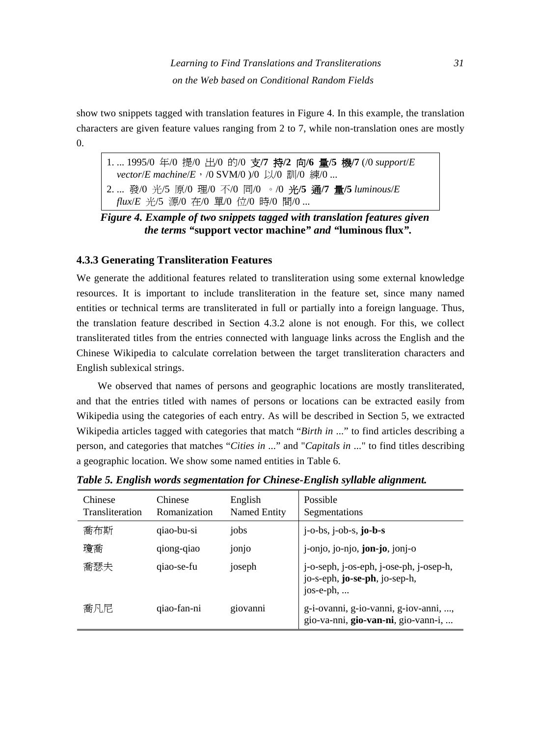show two snippets tagged with translation features in Figure 4. In this example, the translation characters are given feature values ranging from 2 to 7, while non-translation ones are mostly 0.

> 1. ... 1995/0 年/0 提/0 出/0 的/0 **支/7 持/2 向/6 量/5 機/7** (/0 *support*/*E* *vector*/*E* *machine*/*E*，/0 SVM/0 )/0 以/0 訓/0 練/0 ...
> 2. ... 發/0 光/5 原/0 理/0 不/0 同/0 。/0 **光/5 通/7 量/5** *luminous*/*E* *flux*/*E* 光/5 源/0 在/0 單/0 位/0 時/0 間/0 ...

***Figure 4. Example of two snippets tagged with translation features given the terms "*support vector machine*" and "*luminous flux*".***

### 4.3.3 Generating Transliteration Features

We generate the additional features related to transliteration using some external knowledge resources. It is important to include transliteration in the feature set, since many named entities or technical terms are transliterated in full or partially into a foreign language. Thus, the translation feature described in Section 4.3.2 alone is not enough. For this, we collect transliterated titles from the entries connected with language links across the English and the Chinese Wikipedia to calculate correlation between the target transliteration characters and English sublexical strings.

We observed that names of persons and geographic locations are mostly transliterated, and that the entries titled with names of persons or locations can be extracted easily from Wikipedia using the categories of each entry. As will be described in Section 5, we extracted Wikipedia articles tagged with categories that match "*Birth in ...*" to find articles describing a person, and categories that matches "*Cities in ...*" and "*Capitals in ...*" to find titles describing a geographic location. We show some named entities in Table 6.

***Table 5. English words segmentation for Chinese-English syllable alignment.***

| Chinese Transliteration | Chinese Romanization | English Named Entity | Possible Segmentations |
|---|---|---|---|
| 喬布斯 | qiao-bu-si | jobs | j-o-bs, j-ob-s, **jo-b-s** |
| 瓊喬 | qiong-qiao | jonjo | j-onjo, jo-njo, **jon-jo**, jonj-o |
| 喬瑟夫 | qiao-se-fu | joseph | j-o-seph, j-os-eph, j-ose-ph, j-osep-h, jo-s-eph, **jo-se-ph**, jo-sep-h, jos-e-ph, ... |
| 喬凡尼 | qiao-fan-ni | giovanni | g-i-ovanni, g-io-vanni, g-iov-anni, ..., gio-va-nni, **gio-van-ni**, gio-vann-i, ... |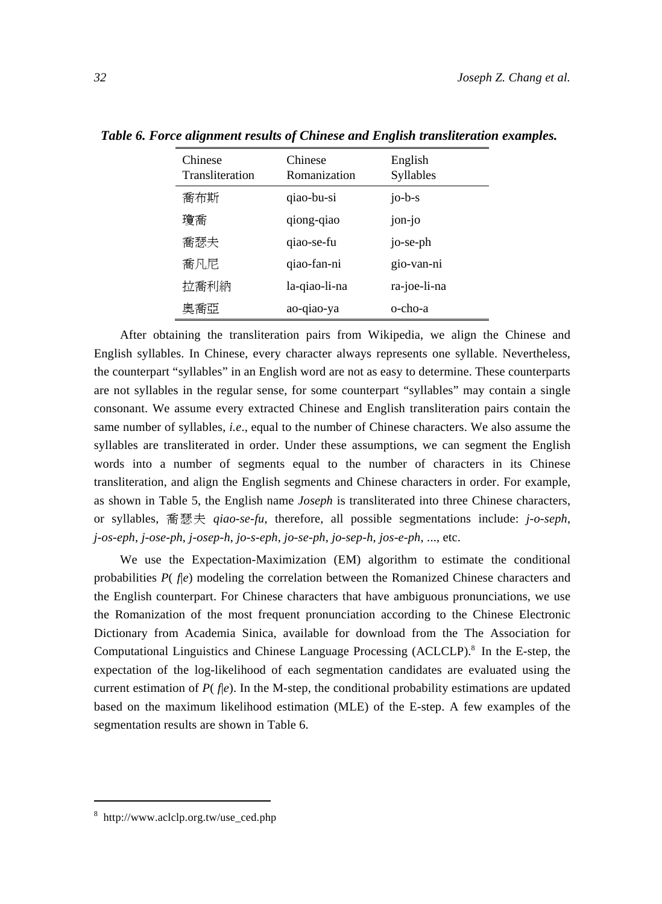***Table 6. Force alignment results of Chinese and English transliteration examples.***

| Chinese Transliteration | Chinese Romanization | English Syllables |
|---|---|---|
| 喬布斯 | qiao-bu-si | jo-b-s |
| 瓊喬 | qiong-qiao | jon-jo |
| 喬瑟夫 | qiao-se-fu | jo-se-ph |
| 喬凡尼 | qiao-fan-ni | gio-van-ni |
| 拉喬利納 | la-qiao-li-na | ra-joe-li-na |
| 奧喬亞 | ao-qiao-ya | o-cho-a |

After obtaining the transliteration pairs from Wikipedia, we align the Chinese and English syllables. In Chinese, every character always represents one syllable. Nevertheless, the counterpart "syllables" in an English word are not as easy to determine. These counterparts are not syllables in the regular sense, for some counterpart "syllables" may contain a single consonant. We assume every extracted Chinese and English transliteration pairs contain the same number of syllables, *i.e*., equal to the number of Chinese characters. We also assume the syllables are transliterated in order. Under these assumptions, we can segment the English words into a number of segments equal to the number of characters in its Chinese transliteration, and align the English segments and Chinese characters in order. For example, as shown in Table 5, the English name *Joseph* is transliterated into three Chinese characters, or syllables, 喬瑟夫 *qiao-se-fu*, therefore, all possible segmentations include: *j-o-seph*, *j-os-eph*, *j-ose-ph*, *j-osep-h*, *jo-s-eph*, *jo-se-ph*, *jo-sep-h*, *jos-e-ph*, ..., etc.

We use the Expectation-Maximization (EM) algorithm to estimate the conditional probabilities $P(f|e)$ modeling the correlation between the Romanized Chinese characters and the English counterpart. For Chinese characters that have ambiguous pronunciations, we use the Romanization of the most frequent pronunciation according to the Chinese Electronic Dictionary from Academia Sinica, available for download from the The Association for Computational Linguistics and Chinese Language Processing (ACLCLP).[8] In the E-step, the expectation of the log-likelihood of each segmentation candidates are evaluated using the current estimation of $P(f|e)$. In the M-step, the conditional probability estimations are updated based on the maximum likelihood estimation (MLE) of the E-step. A few examples of the segmentation results are shown in Table 6.

[8] http://www.aclclp.org.tw/use_ced.php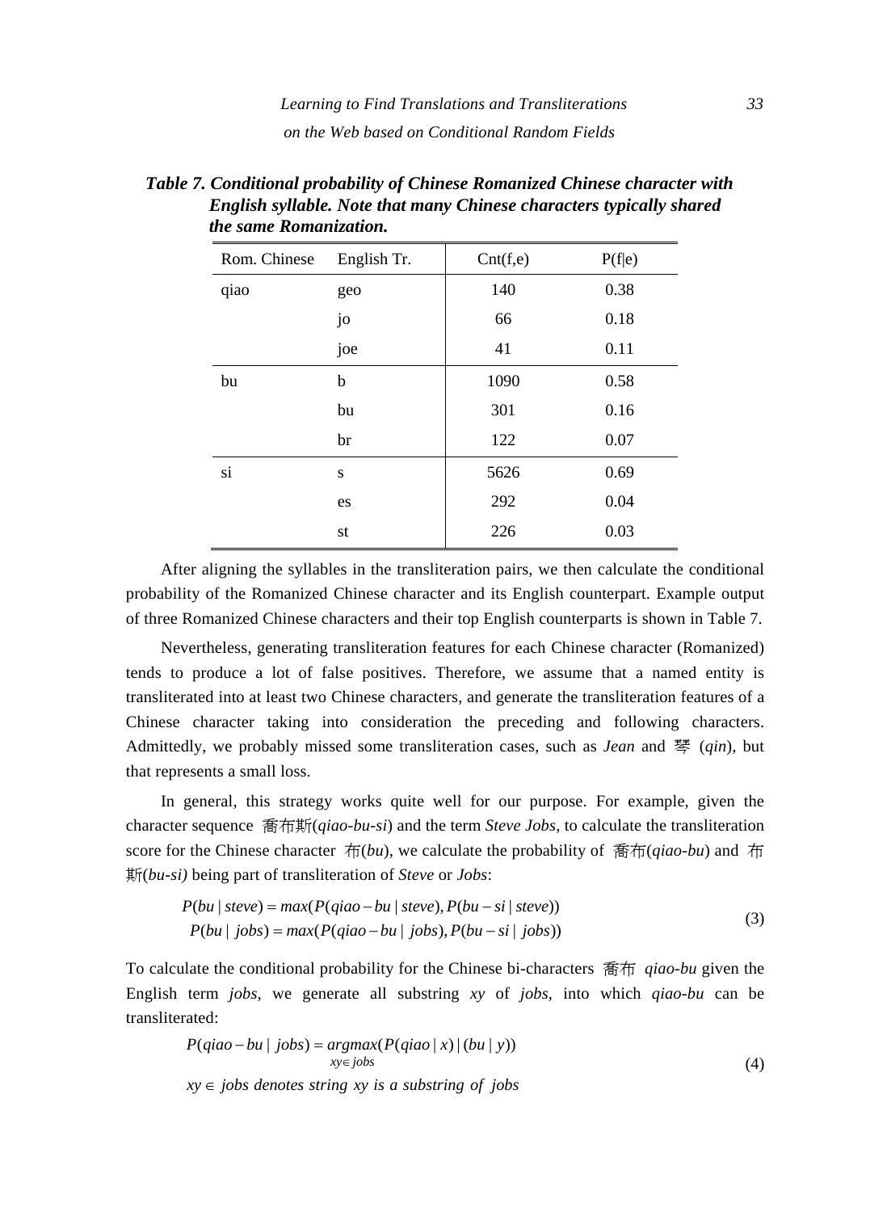***Table 7. Conditional probability of Chinese Romanized Chinese character with English syllable. Note that many Chinese characters typically shared the same Romanization.***

| Rom. Chinese | English Tr. | Cnt(f,e) | P(f\|e) |
|---|---|---|---|
| qiao | geo | 140 | 0.38 |
| | jo | 66 | 0.18 |
| | joe | 41 | 0.11 |
| bu | b | 1090 | 0.58 |
| | bu | 301 | 0.16 |
| | br | 122 | 0.07 |
| si | s | 5626 | 0.69 |
| | es | 292 | 0.04 |
| | st | 226 | 0.03 |

After aligning the syllables in the transliteration pairs, we then calculate the conditional probability of the Romanized Chinese character and its English counterpart. Example output of three Romanized Chinese characters and their top English counterparts is shown in Table 7.

Nevertheless, generating transliteration features for each Chinese character (Romanized) tends to produce a lot of false positives. Therefore, we assume that a named entity is transliterated into at least two Chinese characters, and generate the transliteration features of a Chinese character taking into consideration the preceding and following characters. Admittedly, we probably missed some transliteration cases, such as *Jean* and 琴 (*qin*), but that represents a small loss.

In general, this strategy works quite well for our purpose. For example, given the character sequence 喬布斯(*qiao-bu-si*) and the term *Steve Jobs*, to calculate the transliteration score for the Chinese character 布(*bu*), we calculate the probability of 喬布(*qiao-bu*) and 布斯(*bu-si)* being part of transliteration of *Steve* or *Jobs*:

$$
\begin{aligned}
P(bu \mid steve) &= max(P(qiao-bu \mid steve), P(bu-si \mid steve)) \\
P(bu \mid jobs) &= max(P(qiao-bu \mid jobs), P(bu-si \mid jobs))
\end{aligned} \tag{3}
$$

To calculate the conditional probability for the Chinese bi-characters 喬布 *qiao-bu* given the English term *jobs*, we generate all substring *xy* of *jobs*, into which *qiao-bu* can be transliterated:

$$
P(qiao-bu \mid jobs) = \underset{xy \in jobs}{argmax}(P(qiao \mid x) \mid (bu \mid y))
$$

$$
xy \in jobs \textit{ denotes string } xy \textit{ is a substring of } jobs \tag{4}
$$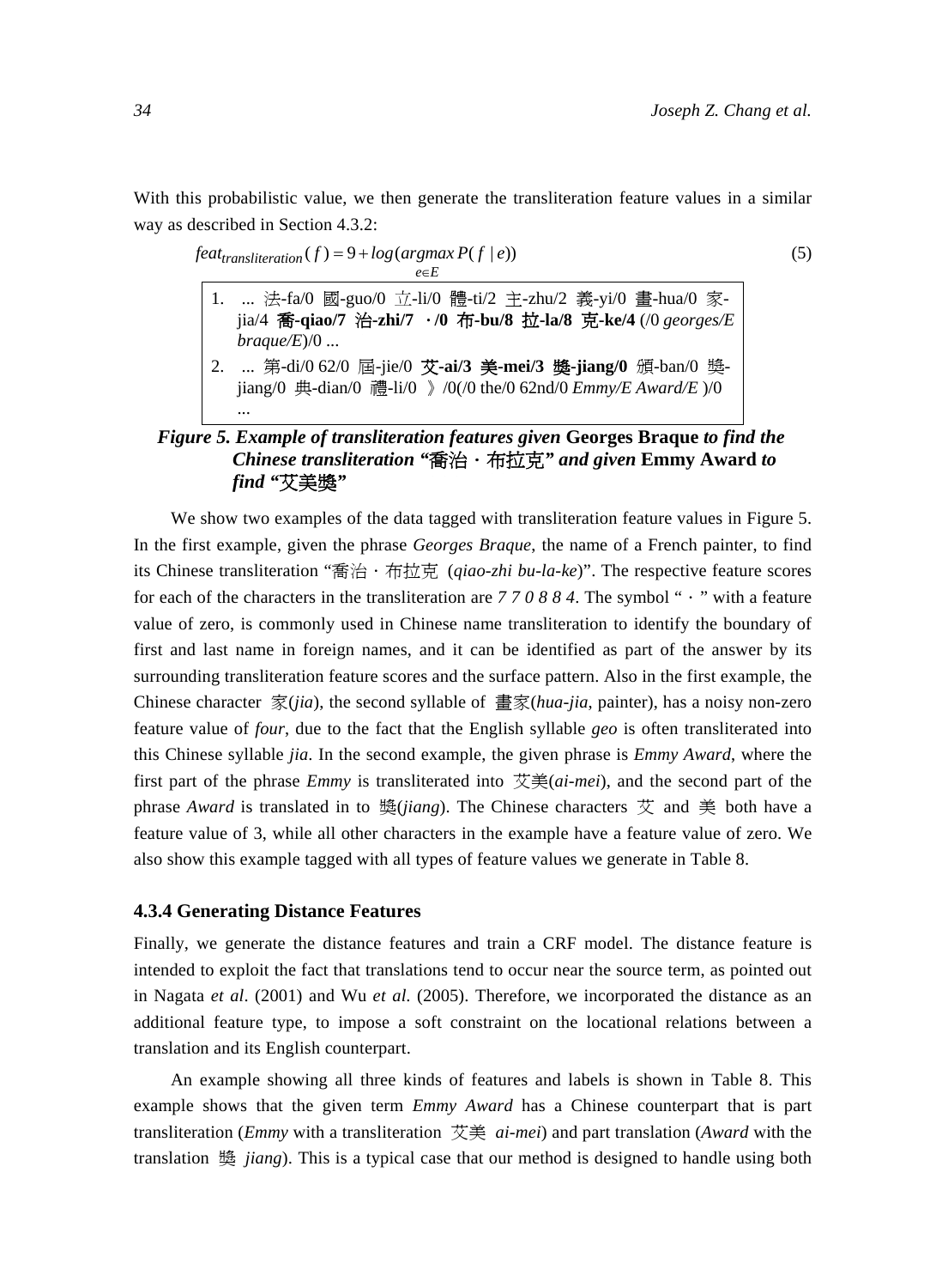With this probabilistic value, we then generate the transliteration feature values in a similar way as described in Section 4.3.2:

$$feat_{transliteration}(f) = 9 + log(\underset{e \in E}{argmax}\, P(f \mid e)) \tag{5}$$

1. ... 法-fa/0 國-guo/0 立-li/0 體-ti/2 主-zhu/2 義-yi/0 畫-hua/0 家-jia/4 **喬-qiao/7 治-zhi/7 ・/0 布-bu/8 拉-la/8 克-ke/4** (/0 *georges/E braque/E*)/0 ...
2. ... 第-di/0 62/0 屆-jie/0 **艾-ai/3 美-mei/3 獎-jiang/0** 頒-ban/0 獎-jiang/0 典-dian/0 禮-li/0 》/0(/0 the/0 62nd/0 *Emmy/E Award/E* )/0 ...

***Figure 5. Example of transliteration features given* Georges Braque *to find the Chinese transliteration "*喬治・布拉克*" and given* Emmy Award *to find "*艾美獎*"***

We show two examples of the data tagged with transliteration feature values in Figure 5. In the first example, given the phrase *Georges Braque*, the name of a French painter, to find its Chinese transliteration "喬治・布拉克 (*qiao-zhi bu-la-ke*)". The respective feature scores for each of the characters in the transliteration are *7 7 0 8 8 4*. The symbol "・" with a feature value of zero, is commonly used in Chinese name transliteration to identify the boundary of first and last name in foreign names, and it can be identified as part of the answer by its surrounding transliteration feature scores and the surface pattern. Also in the first example, the Chinese character 家(*jia*), the second syllable of 畫家(*hua-jia*, painter), has a noisy non-zero feature value of *four*, due to the fact that the English syllable *geo* is often transliterated into this Chinese syllable *jia*. In the second example, the given phrase is *Emmy Award*, where the first part of the phrase *Emmy* is transliterated into 艾美(*ai-mei*), and the second part of the phrase *Award* is translated in to 獎(*jiang*). The Chinese characters 艾 and 美 both have a feature value of 3, while all other characters in the example have a feature value of zero. We also show this example tagged with all types of feature values we generate in Table 8.

### 4.3.4 Generating Distance Features

Finally, we generate the distance features and train a CRF model. The distance feature is intended to exploit the fact that translations tend to occur near the source term, as pointed out in Nagata *et al*. (2001) and Wu *et al.* (2005). Therefore, we incorporated the distance as an additional feature type, to impose a soft constraint on the locational relations between a translation and its English counterpart.

An example showing all three kinds of features and labels is shown in Table 8. This example shows that the given term *Emmy Award* has a Chinese counterpart that is part transliteration (*Emmy* with a transliteration 艾美 *ai-mei*) and part translation (*Award* with the translation 獎 *jiang*). This is a typical case that our method is designed to handle using both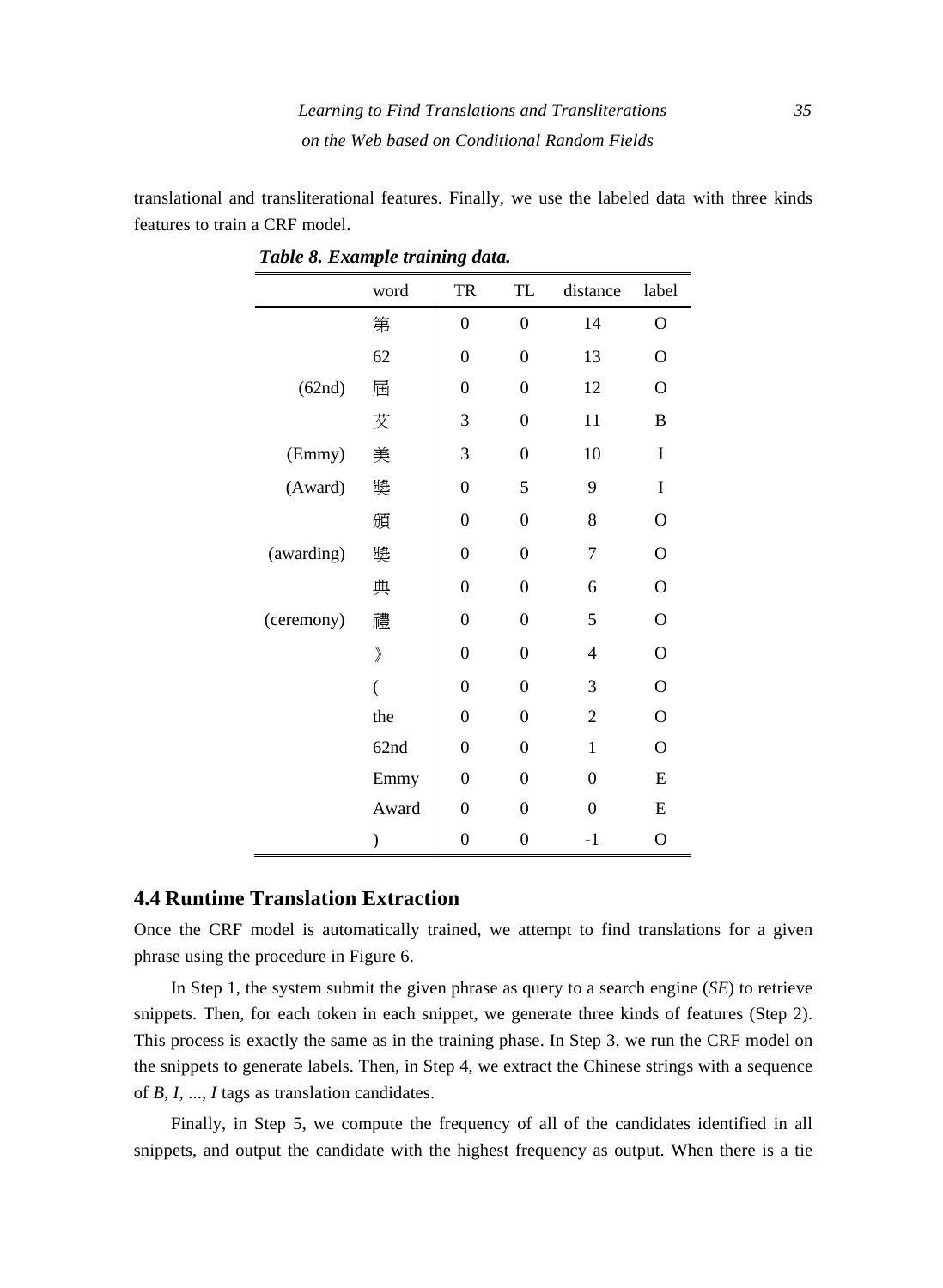translational and transliterational features. Finally, we use the labeled data with three kinds features to train a CRF model.

***Table 8. Example training data.***

| | word | TR | TL | distance | label |
|---|---|---|---|---|---|
| | 第 | 0 | 0 | 14 | O |
| | 62 | 0 | 0 | 13 | O |
| (62nd) | 屆 | 0 | 0 | 12 | O |
| | 艾 | 3 | 0 | 11 | B |
| (Emmy) | 美 | 3 | 0 | 10 | I |
| (Award) | 獎 | 0 | 5 | 9 | I |
| | 頒 | 0 | 0 | 8 | O |
| (awarding) | 獎 | 0 | 0 | 7 | O |
| | 典 | 0 | 0 | 6 | O |
| (ceremony) | 禮 | 0 | 0 | 5 | O |
| | 》 | 0 | 0 | 4 | O |
| | ( | 0 | 0 | 3 | O |
| | the | 0 | 0 | 2 | O |
| | 62nd | 0 | 0 | 1 | O |
| | Emmy | 0 | 0 | 0 | E |
| | Award | 0 | 0 | 0 | E |
| | ) | 0 | 0 | -1 | O |

## 4.4 Runtime Translation Extraction

Once the CRF model is automatically trained, we attempt to find translations for a given phrase using the procedure in Figure 6.

In Step 1, the system submit the given phrase as query to a search engine (*SE*) to retrieve snippets. Then, for each token in each snippet, we generate three kinds of features (Step 2). This process is exactly the same as in the training phase. In Step 3, we run the CRF model on the snippets to generate labels. Then, in Step 4, we extract the Chinese strings with a sequence of *B*, *I*, ..., *I* tags as translation candidates.

Finally, in Step 5, we compute the frequency of all of the candidates identified in all snippets, and output the candidate with the highest frequency as output. When there is a tie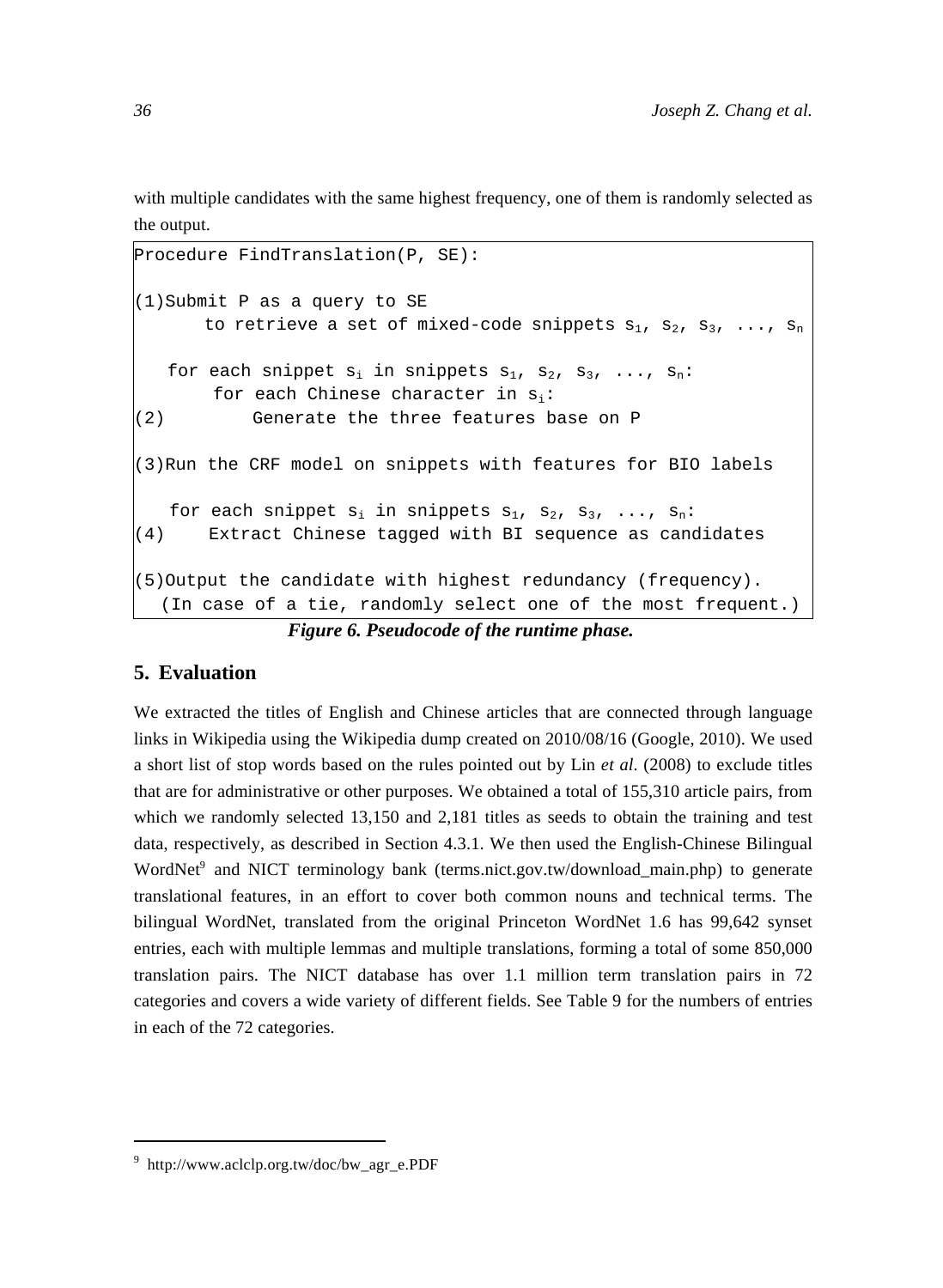with multiple candidates with the same highest frequency, one of them is randomly selected as the output.

```
Procedure FindTranslation(P, SE):

(1)Submit P as a query to SE
      to retrieve a set of mixed-code snippets s1, s2, s3, ..., sn

   for each snippet si in snippets s1, s2, s3, ..., sn:
       for each Chinese character in si:
(2)         Generate the three features base on P

(3)Run the CRF model on snippets with features for BIO labels

   for each snippet si in snippets s1, s2, s3, ..., sn:
(4)     Extract Chinese tagged with BI sequence as candidates

(5)Output the candidate with highest redundancy (frequency).
   (In case of a tie, randomly select one of the most frequent.)
```

***Figure 6. Pseudocode of the runtime phase.***

## 5. Evaluation

We extracted the titles of English and Chinese articles that are connected through language links in Wikipedia using the Wikipedia dump created on 2010/08/16 (Google, 2010). We used a short list of stop words based on the rules pointed out by Lin *et al*. (2008) to exclude titles that are for administrative or other purposes. We obtained a total of 155,310 article pairs, from which we randomly selected 13,150 and 2,181 titles as seeds to obtain the training and test data, respectively, as described in Section 4.3.1. We then used the English-Chinese Bilingual WordNet[9] and NICT terminology bank (terms.nict.gov.tw/download_main.php) to generate translational features, in an effort to cover both common nouns and technical terms. The bilingual WordNet, translated from the original Princeton WordNet 1.6 has 99,642 synset entries, each with multiple lemmas and multiple translations, forming a total of some 850,000 translation pairs. The NICT database has over 1.1 million term translation pairs in 72 categories and covers a wide variety of different fields. See Table 9 for the numbers of entries in each of the 72 categories.

[9] http://www.aclclp.org.tw/doc/bw_agr_e.PDF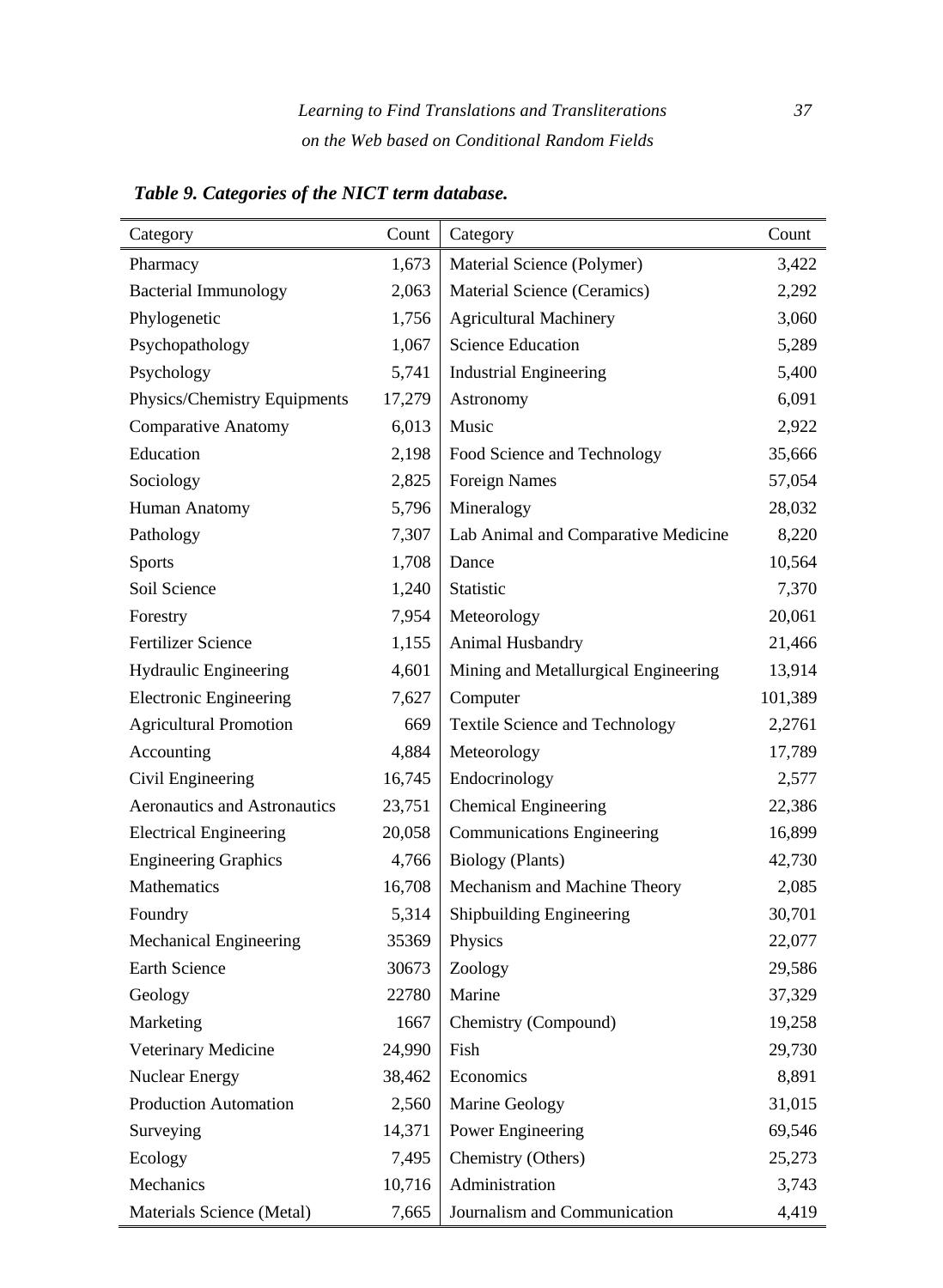***Table 9. Categories of the NICT term database.***

| Category | Count | Category | Count |
|---|---|---|---|
| Pharmacy | 1,673 | Material Science (Polymer) | 3,422 |
| Bacterial Immunology | 2,063 | Material Science (Ceramics) | 2,292 |
| Phylogenetic | 1,756 | Agricultural Machinery | 3,060 |
| Psychopathology | 1,067 | Science Education | 5,289 |
| Psychology | 5,741 | Industrial Engineering | 5,400 |
| Physics/Chemistry Equipments | 17,279 | Astronomy | 6,091 |
| Comparative Anatomy | 6,013 | Music | 2,922 |
| Education | 2,198 | Food Science and Technology | 35,666 |
| Sociology | 2,825 | Foreign Names | 57,054 |
| Human Anatomy | 5,796 | Mineralogy | 28,032 |
| Pathology | 7,307 | Lab Animal and Comparative Medicine | 8,220 |
| Sports | 1,708 | Dance | 10,564 |
| Soil Science | 1,240 | Statistic | 7,370 |
| Forestry | 7,954 | Meteorology | 20,061 |
| Fertilizer Science | 1,155 | Animal Husbandry | 21,466 |
| Hydraulic Engineering | 4,601 | Mining and Metallurgical Engineering | 13,914 |
| Electronic Engineering | 7,627 | Computer | 101,389 |
| Agricultural Promotion | 669 | Textile Science and Technology | 2,2761 |
| Accounting | 4,884 | Meteorology | 17,789 |
| Civil Engineering | 16,745 | Endocrinology | 2,577 |
| Aeronautics and Astronautics | 23,751 | Chemical Engineering | 22,386 |
| Electrical Engineering | 20,058 | Communications Engineering | 16,899 |
| Engineering Graphics | 4,766 | Biology (Plants) | 42,730 |
| Mathematics | 16,708 | Mechanism and Machine Theory | 2,085 |
| Foundry | 5,314 | Shipbuilding Engineering | 30,701 |
| Mechanical Engineering | 35369 | Physics | 22,077 |
| Earth Science | 30673 | Zoology | 29,586 |
| Geology | 22780 | Marine | 37,329 |
| Marketing | 1667 | Chemistry (Compound) | 19,258 |
| Veterinary Medicine | 24,990 | Fish | 29,730 |
| Nuclear Energy | 38,462 | Economics | 8,891 |
| Production Automation | 2,560 | Marine Geology | 31,015 |
| Surveying | 14,371 | Power Engineering | 69,546 |
| Ecology | 7,495 | Chemistry (Others) | 25,273 |
| Mechanics | 10,716 | Administration | 3,743 |
| Materials Science (Metal) | 7,665 | Journalism and Communication | 4,419 |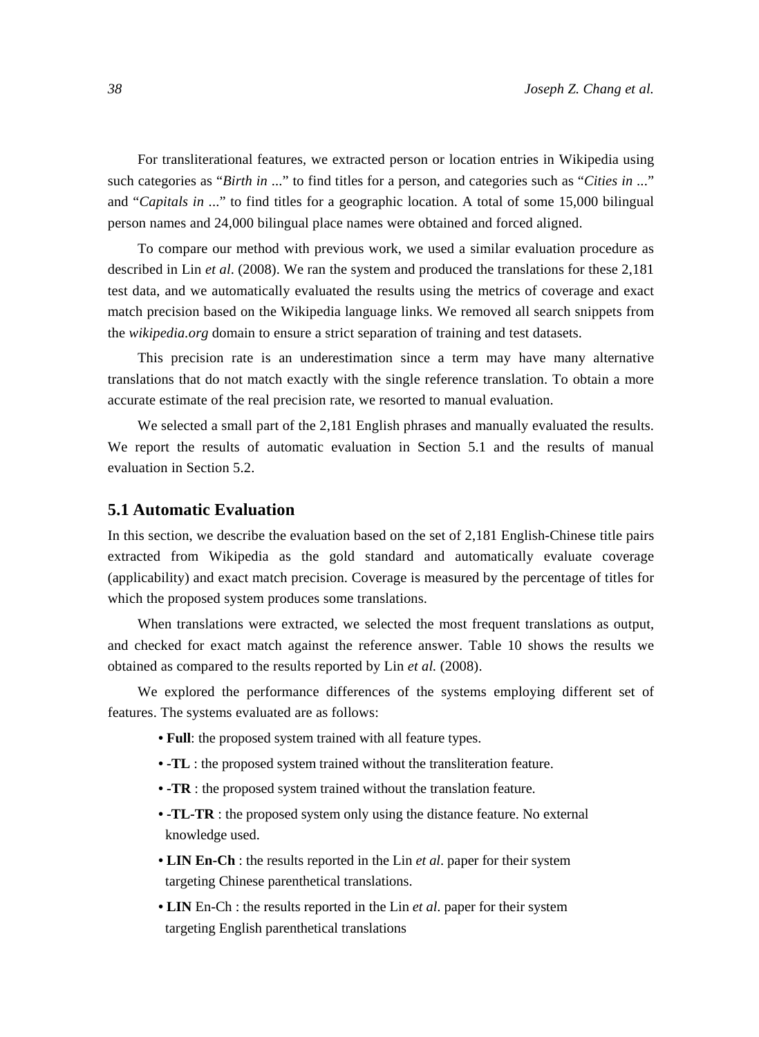For transliterational features, we extracted person or location entries in Wikipedia using such categories as "*Birth in* ..." to find titles for a person, and categories such as "*Cities in* ..." and "*Capitals in* ..." to find titles for a geographic location. A total of some 15,000 bilingual person names and 24,000 bilingual place names were obtained and forced aligned.

To compare our method with previous work, we used a similar evaluation procedure as described in Lin *et al*. (2008). We ran the system and produced the translations for these 2,181 test data, and we automatically evaluated the results using the metrics of coverage and exact match precision based on the Wikipedia language links. We removed all search snippets from the *wikipedia.org* domain to ensure a strict separation of training and test datasets.

This precision rate is an underestimation since a term may have many alternative translations that do not match exactly with the single reference translation. To obtain a more accurate estimate of the real precision rate, we resorted to manual evaluation.

We selected a small part of the 2,181 English phrases and manually evaluated the results. We report the results of automatic evaluation in Section 5.1 and the results of manual evaluation in Section 5.2.

## 5.1 Automatic Evaluation

In this section, we describe the evaluation based on the set of 2,181 English-Chinese title pairs extracted from Wikipedia as the gold standard and automatically evaluate coverage (applicability) and exact match precision. Coverage is measured by the percentage of titles for which the proposed system produces some translations.

When translations were extracted, we selected the most frequent translations as output, and checked for exact match against the reference answer. Table 10 shows the results we obtained as compared to the results reported by Lin *et al.* (2008).

We explored the performance differences of the systems employing different set of features. The systems evaluated are as follows:

- **Full**: the proposed system trained with all feature types.
- **-TL** : the proposed system trained without the transliteration feature.
- **-TR** : the proposed system trained without the translation feature.
- **-TL-TR** : the proposed system only using the distance feature. No external knowledge used.
- **LIN En-Ch** : the results reported in the Lin *et al*. paper for their system targeting Chinese parenthetical translations.
- **LIN** En-Ch : the results reported in the Lin *et al.* paper for their system targeting English parenthetical translations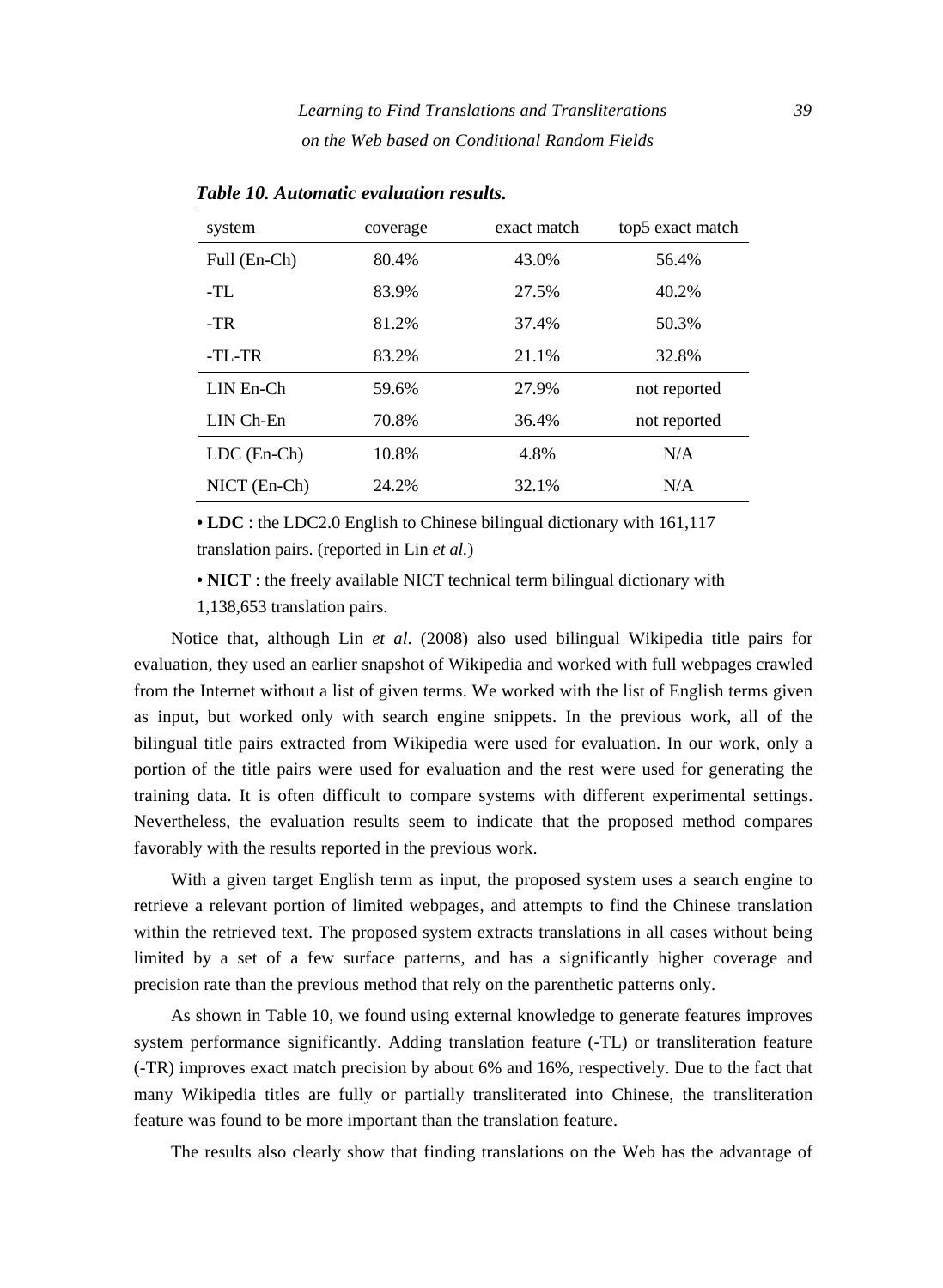*Table 10. Automatic evaluation results.*

| system | coverage | exact match | top5 exact match |
|---|---|---|---|
| Full (En-Ch) | 80.4% | 43.0% | 56.4% |
| -TL | 83.9% | 27.5% | 40.2% |
| -TR | 81.2% | 37.4% | 50.3% |
| -TL-TR | 83.2% | 21.1% | 32.8% |
| LIN En-Ch | 59.6% | 27.9% | not reported |
| LIN Ch-En | 70.8% | 36.4% | not reported |
| LDC (En-Ch) | 10.8% | 4.8% | N/A |
| NICT (En-Ch) | 24.2% | 32.1% | N/A |

- **LDC** : the LDC2.0 English to Chinese bilingual dictionary with 161,117 translation pairs. (reported in Lin *et al.*)
- **NICT** : the freely available NICT technical term bilingual dictionary with 1,138,653 translation pairs.

Notice that, although Lin *et al*. (2008) also used bilingual Wikipedia title pairs for evaluation, they used an earlier snapshot of Wikipedia and worked with full webpages crawled from the Internet without a list of given terms. We worked with the list of English terms given as input, but worked only with search engine snippets. In the previous work, all of the bilingual title pairs extracted from Wikipedia were used for evaluation. In our work, only a portion of the title pairs were used for evaluation and the rest were used for generating the training data. It is often difficult to compare systems with different experimental settings. Nevertheless, the evaluation results seem to indicate that the proposed method compares favorably with the results reported in the previous work.

With a given target English term as input, the proposed system uses a search engine to retrieve a relevant portion of limited webpages, and attempts to find the Chinese translation within the retrieved text. The proposed system extracts translations in all cases without being limited by a set of a few surface patterns, and has a significantly higher coverage and precision rate than the previous method that rely on the parenthetic patterns only.

As shown in Table 10, we found using external knowledge to generate features improves system performance significantly. Adding translation feature (-TL) or transliteration feature (-TR) improves exact match precision by about 6% and 16%, respectively. Due to the fact that many Wikipedia titles are fully or partially transliterated into Chinese, the transliteration feature was found to be more important than the translation feature.

The results also clearly show that finding translations on the Web has the advantage of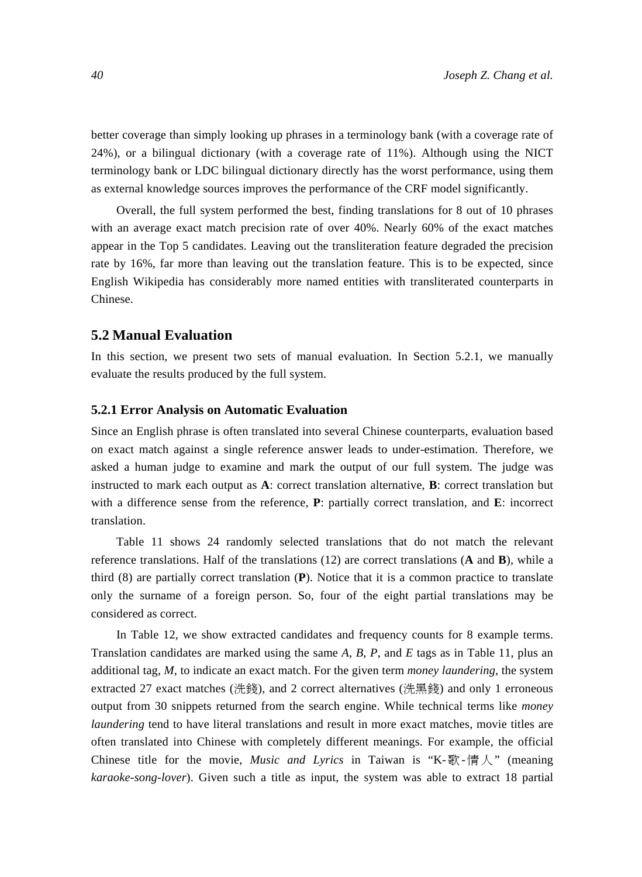better coverage than simply looking up phrases in a terminology bank (with a coverage rate of 24%), or a bilingual dictionary (with a coverage rate of 11%). Although using the NICT terminology bank or LDC bilingual dictionary directly has the worst performance, using them as external knowledge sources improves the performance of the CRF model significantly.

Overall, the full system performed the best, finding translations for 8 out of 10 phrases with an average exact match precision rate of over 40%. Nearly 60% of the exact matches appear in the Top 5 candidates. Leaving out the transliteration feature degraded the precision rate by 16%, far more than leaving out the translation feature. This is to be expected, since English Wikipedia has considerably more named entities with transliterated counterparts in Chinese.

## 5.2 Manual Evaluation

In this section, we present two sets of manual evaluation. In Section 5.2.1, we manually evaluate the results produced by the full system.

### 5.2.1 Error Analysis on Automatic Evaluation

Since an English phrase is often translated into several Chinese counterparts, evaluation based on exact match against a single reference answer leads to under-estimation. Therefore, we asked a human judge to examine and mark the output of our full system. The judge was instructed to mark each output as **A**: correct translation alternative, **B**: correct translation but with a difference sense from the reference, **P**: partially correct translation, and **E**: incorrect translation.

Table 11 shows 24 randomly selected translations that do not match the relevant reference translations. Half of the translations (12) are correct translations (**A** and **B**), while a third (8) are partially correct translation (**P**). Notice that it is a common practice to translate only the surname of a foreign person. So, four of the eight partial translations may be considered as correct.

In Table 12, we show extracted candidates and frequency counts for 8 example terms. Translation candidates are marked using the same *A*, *B*, *P*, and *E* tags as in Table 11, plus an additional tag, *M*, to indicate an exact match. For the given term *money laundering*, the system extracted 27 exact matches (洗錢), and 2 correct alternatives (洗黑錢) and only 1 erroneous output from 30 snippets returned from the search engine. While technical terms like *money laundering* tend to have literal translations and result in more exact matches, movie titles are often translated into Chinese with completely different meanings. For example, the official Chinese title for the movie, *Music and Lyrics* in Taiwan is "K-歌-情人" (meaning *karaoke-song-lover*). Given such a title as input, the system was able to extract 18 partial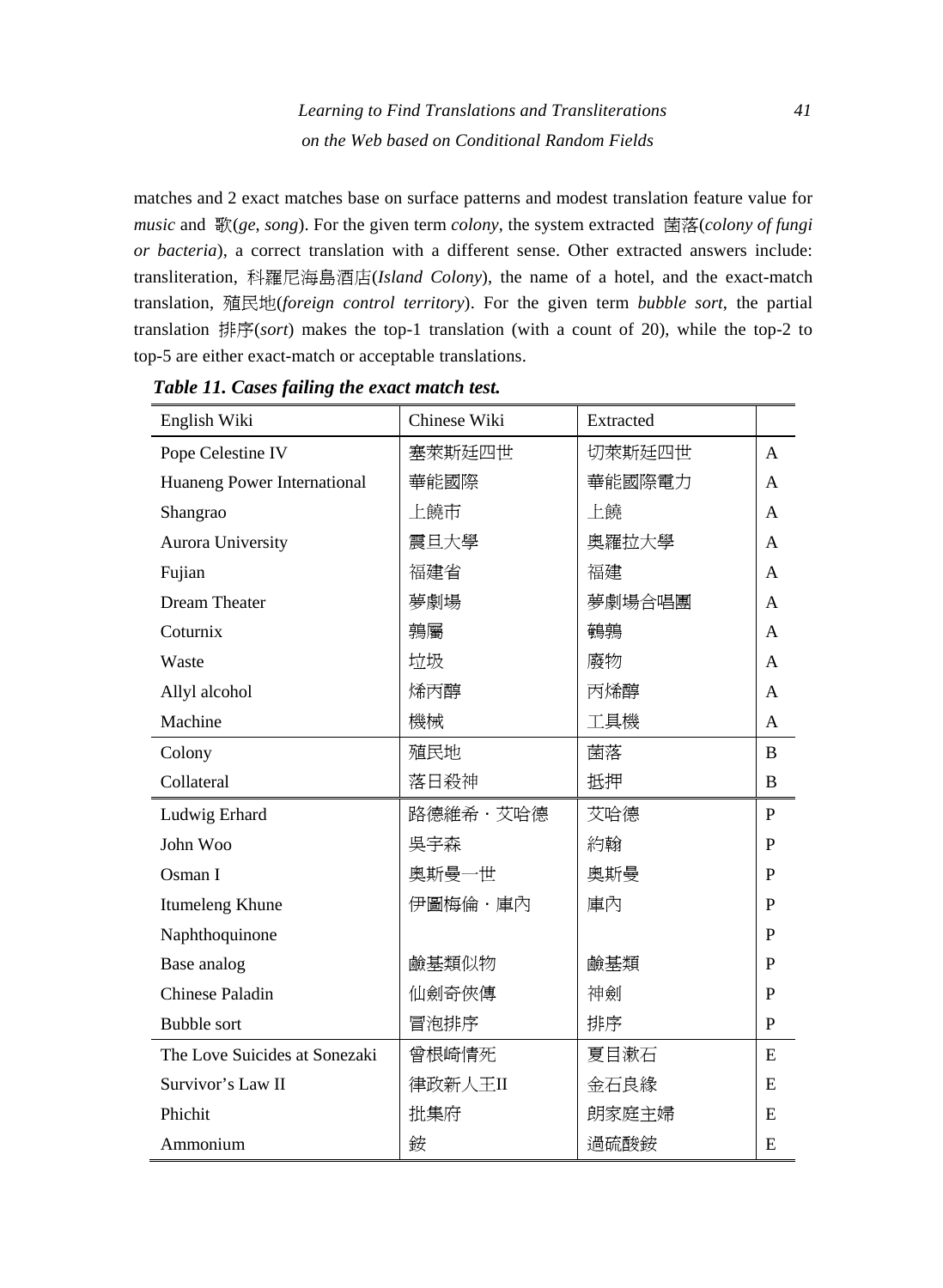matches and 2 exact matches base on surface patterns and modest translation feature value for *music* and 歌(*ge*, *song*). For the given term *colony*, the system extracted 菌落(*colony of fungi or bacteria*), a correct translation with a different sense. Other extracted answers include: transliteration, 科羅尼海島酒店(*Island Colony*), the name of a hotel, and the exact-match translation, 殖民地(*foreign control territory*). For the given term *bubble sort*, the partial translation 排序(*sort*) makes the top-1 translation (with a count of 20), while the top-2 to top-5 are either exact-match or acceptable translations.

***Table 11. Cases failing the exact match test.***

| English Wiki | Chinese Wiki | Extracted | |
|---|---|---|---|
| Pope Celestine IV | 塞萊斯廷四世 | 切萊斯廷四世 | A |
| Huaneng Power International | 華能國際 | 華能國際電力 | A |
| Shangrao | 上饒市 | 上饒 | A |
| Aurora University | 震旦大學 | 奧羅拉大學 | A |
| Fujian | 福建省 | 福建 | A |
| Dream Theater | 夢劇場 | 夢劇場合唱團 | A |
| Coturnix | 鶉屬 | 鵪鶉 | A |
| Waste | 垃圾 | 廢物 | A |
| Allyl alcohol | 烯丙醇 | 丙烯醇 | A |
| Machine | 機械 | 工具機 | A |
| Colony | 殖民地 | 菌落 | B |
| Collateral | 落日殺神 | 抵押 | B |
| Ludwig Erhard | 路德維希・艾哈德 | 艾哈德 | P |
| John Woo | 吳宇森 | 約翰 | P |
| Osman I | 奧斯曼一世 | 奧斯曼 | P |
| Itumeleng Khune | 伊圖梅倫・庫內 | 庫內 | P |
| Naphthoquinone | | | P |
| Base analog | 鹼基類似物 | 鹼基類 | P |
| Chinese Paladin | 仙劍奇俠傳 | 神劍 | P |
| Bubble sort | 冒泡排序 | 排序 | P |
| The Love Suicides at Sonezaki | 曾根崎情死 | 夏目漱石 | E |
| Survivor's Law II | 律政新人王II | 金石良緣 | E |
| Phichit | 批集府 | 朗家庭主婦 | E |
| Ammonium | 銨 | 過硫酸銨 | E |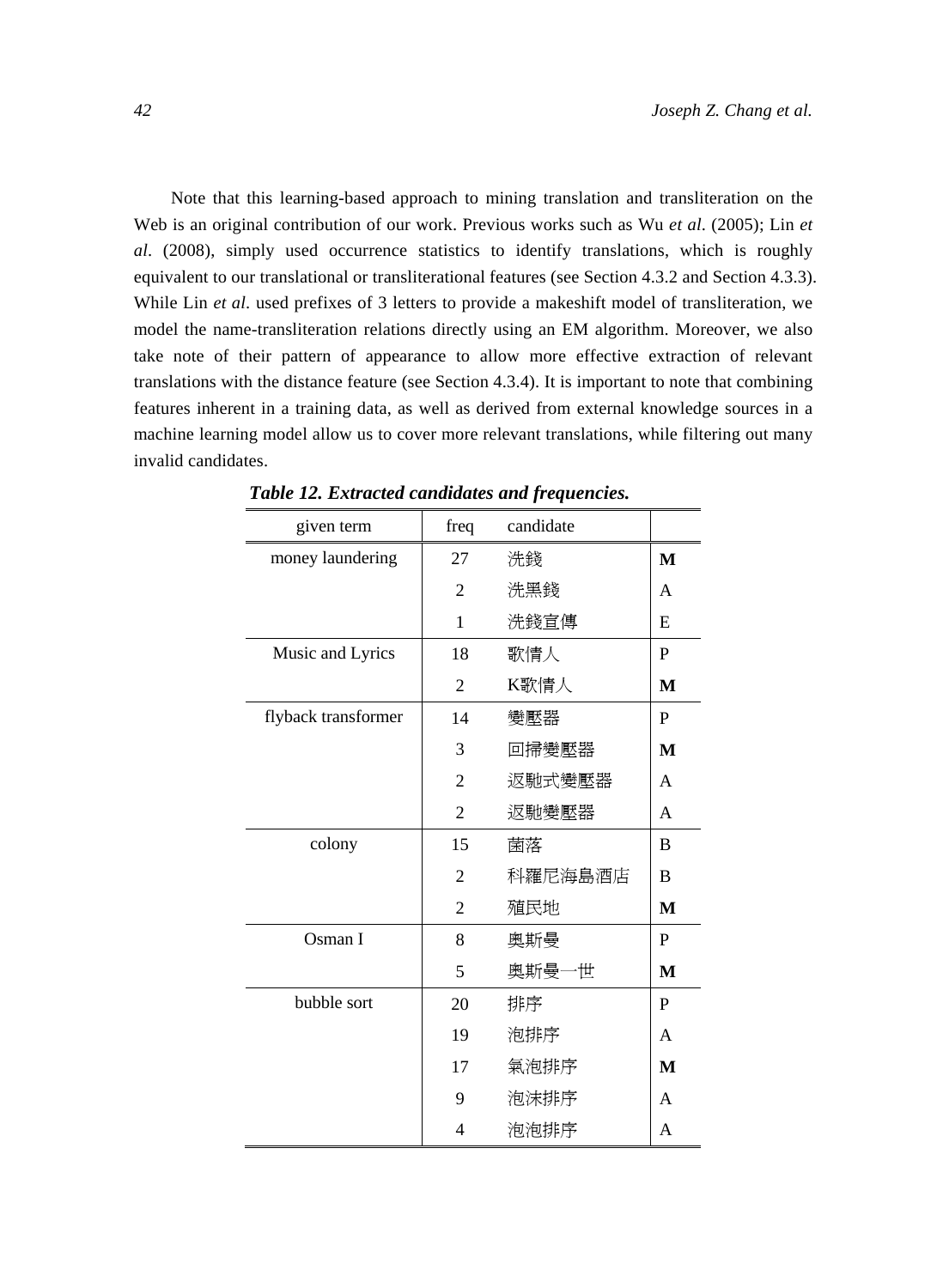Note that this learning-based approach to mining translation and transliteration on the Web is an original contribution of our work. Previous works such as Wu *et al*. (2005); Lin *et al*. (2008), simply used occurrence statistics to identify translations, which is roughly equivalent to our translational or transliterational features (see Section 4.3.2 and Section 4.3.3). While Lin *et al*. used prefixes of 3 letters to provide a makeshift model of transliteration, we model the name-transliteration relations directly using an EM algorithm. Moreover, we also take note of their pattern of appearance to allow more effective extraction of relevant translations with the distance feature (see Section 4.3.4). It is important to note that combining features inherent in a training data, as well as derived from external knowledge sources in a machine learning model allow us to cover more relevant translations, while filtering out many invalid candidates.

***Table 12. Extracted candidates and frequencies.***

| given term | freq | candidate | |
|---|---|---|---|
| money laundering | 27 | 洗錢 | **M** |
| | 2 | 洗黑錢 | A |
| | 1 | 洗錢宣傳 | E |
| Music and Lyrics | 18 | 歌情人 | P |
| | 2 | K歌情人 | **M** |
| flyback transformer | 14 | 變壓器 | P |
| | 3 | 回掃變壓器 | **M** |
| | 2 | 返馳式變壓器 | A |
| | 2 | 返馳變壓器 | A |
| colony | 15 | 菌落 | B |
| | 2 | 科羅尼海島酒店 | B |
| | 2 | 殖民地 | **M** |
| Osman I | 8 | 奧斯曼 | P |
| | 5 | 奧斯曼一世 | **M** |
| bubble sort | 20 | 排序 | P |
| | 19 | 泡排序 | A |
| | 17 | 氣泡排序 | **M** |
| | 9 | 泡沫排序 | A |
| | 4 | 泡泡排序 | A |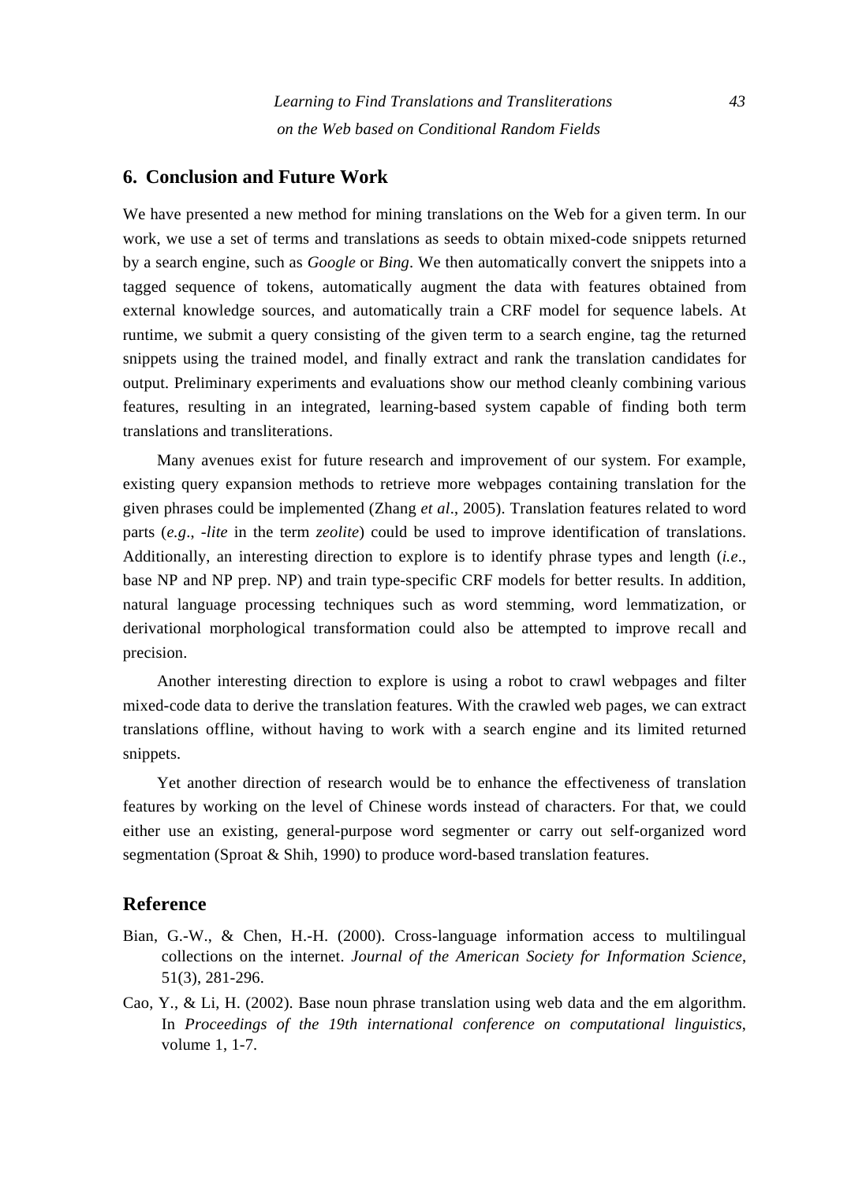## 6. Conclusion and Future Work

We have presented a new method for mining translations on the Web for a given term. In our work, we use a set of terms and translations as seeds to obtain mixed-code snippets returned by a search engine, such as *Google* or *Bing*. We then automatically convert the snippets into a tagged sequence of tokens, automatically augment the data with features obtained from external knowledge sources, and automatically train a CRF model for sequence labels. At runtime, we submit a query consisting of the given term to a search engine, tag the returned snippets using the trained model, and finally extract and rank the translation candidates for output. Preliminary experiments and evaluations show our method cleanly combining various features, resulting in an integrated, learning-based system capable of finding both term translations and transliterations.

Many avenues exist for future research and improvement of our system. For example, existing query expansion methods to retrieve more webpages containing translation for the given phrases could be implemented (Zhang *et al*., 2005). Translation features related to word parts (*e.g*., *-lite* in the term *zeolite*) could be used to improve identification of translations. Additionally, an interesting direction to explore is to identify phrase types and length (*i.e*., base NP and NP prep. NP) and train type-specific CRF models for better results. In addition, natural language processing techniques such as word stemming, word lemmatization, or derivational morphological transformation could also be attempted to improve recall and precision.

Another interesting direction to explore is using a robot to crawl webpages and filter mixed-code data to derive the translation features. With the crawled web pages, we can extract translations offline, without having to work with a search engine and its limited returned snippets.

Yet another direction of research would be to enhance the effectiveness of translation features by working on the level of Chinese words instead of characters. For that, we could either use an existing, general-purpose word segmenter or carry out self-organized word segmentation (Sproat & Shih, 1990) to produce word-based translation features.

## Reference

Bian, G.-W., & Chen, H.-H. (2000). Cross-language information access to multilingual collections on the internet. *Journal of the American Society for Information Science*, 51(3), 281-296.

Cao, Y., & Li, H. (2002). Base noun phrase translation using web data and the em algorithm. In *Proceedings of the 19th international conference on computational linguistics*, volume 1, 1-7.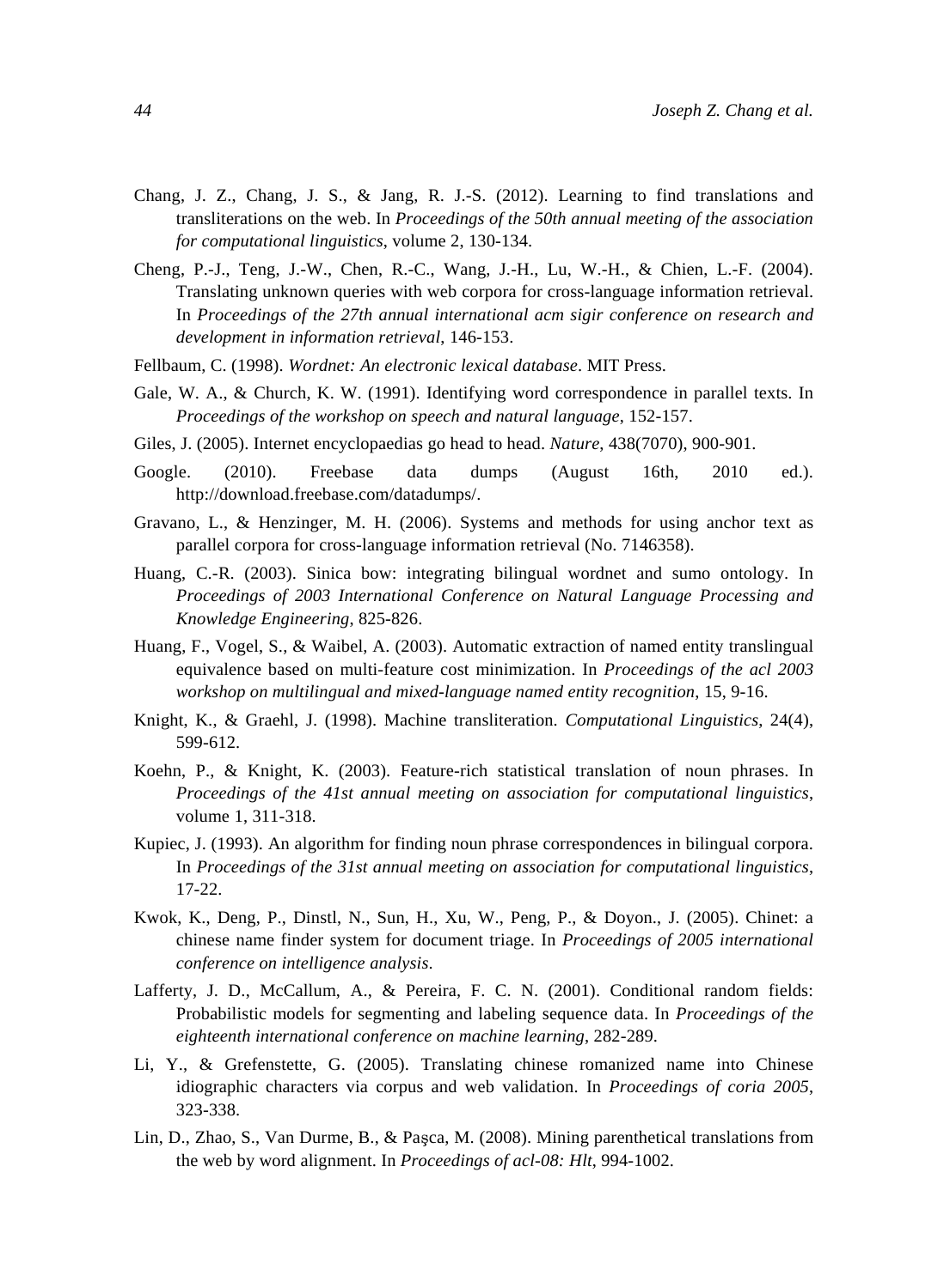Chang, J. Z., Chang, J. S., & Jang, R. J.-S. (2012). Learning to find translations and transliterations on the web. In *Proceedings of the 50th annual meeting of the association for computational linguistics*, volume 2, 130-134.

Cheng, P.-J., Teng, J.-W., Chen, R.-C., Wang, J.-H., Lu, W.-H., & Chien, L.-F. (2004). Translating unknown queries with web corpora for cross-language information retrieval. In *Proceedings of the 27th annual international acm sigir conference on research and development in information retrieval*, 146-153.

Fellbaum, C. (1998). *Wordnet: An electronic lexical database*. MIT Press.

Gale, W. A., & Church, K. W. (1991). Identifying word correspondence in parallel texts. In *Proceedings of the workshop on speech and natural language*, 152-157.

Giles, J. (2005). Internet encyclopaedias go head to head. *Nature*, 438(7070), 900-901.

Google. (2010). Freebase data dumps (August 16th, 2010 ed.). http://download.freebase.com/datadumps/.

Gravano, L., & Henzinger, M. H. (2006). Systems and methods for using anchor text as parallel corpora for cross-language information retrieval (No. 7146358).

Huang, C.-R. (2003). Sinica bow: integrating bilingual wordnet and sumo ontology. In *Proceedings of 2003 International Conference on Natural Language Processing and Knowledge Engineering*, 825-826.

Huang, F., Vogel, S., & Waibel, A. (2003). Automatic extraction of named entity translingual equivalence based on multi-feature cost minimization. In *Proceedings of the acl 2003 workshop on multilingual and mixed-language named entity recognition*, 15, 9-16.

Knight, K., & Graehl, J. (1998). Machine transliteration. *Computational Linguistics*, 24(4), 599-612.

Koehn, P., & Knight, K. (2003). Feature-rich statistical translation of noun phrases. In *Proceedings of the 41st annual meeting on association for computational linguistics*, volume 1, 311-318.

Kupiec, J. (1993). An algorithm for finding noun phrase correspondences in bilingual corpora. In *Proceedings of the 31st annual meeting on association for computational linguistics*, 17-22.

Kwok, K., Deng, P., Dinstl, N., Sun, H., Xu, W., Peng, P., & Doyon., J. (2005). Chinet: a chinese name finder system for document triage. In *Proceedings of 2005 international conference on intelligence analysis*.

Lafferty, J. D., McCallum, A., & Pereira, F. C. N. (2001). Conditional random fields: Probabilistic models for segmenting and labeling sequence data. In *Proceedings of the eighteenth international conference on machine learning*, 282-289.

Li, Y., & Grefenstette, G. (2005). Translating chinese romanized name into Chinese idiographic characters via corpus and web validation. In *Proceedings of coria 2005*, 323-338.

Lin, D., Zhao, S., Van Durme, B., & Paşca, M. (2008). Mining parenthetical translations from the web by word alignment. In *Proceedings of acl-08: Hlt*, 994-1002.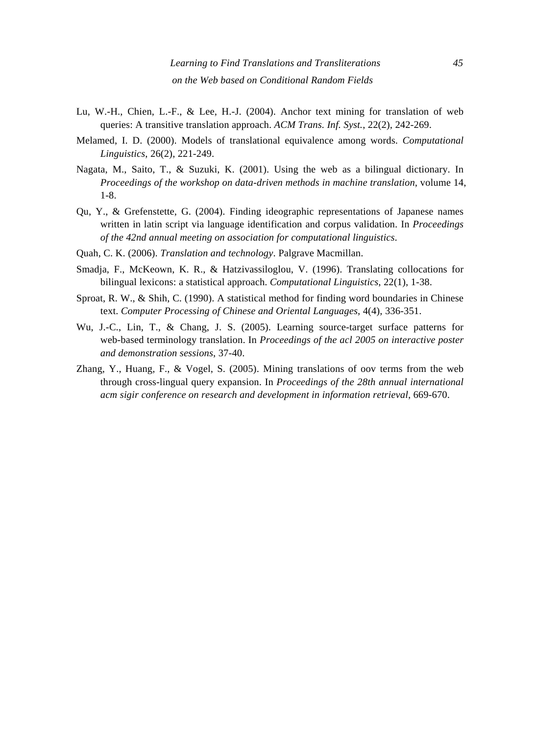Lu, W.-H., Chien, L.-F., & Lee, H.-J. (2004). Anchor text mining for translation of web queries: A transitive translation approach. *ACM Trans. Inf. Syst.*, 22(2), 242-269.

Melamed, I. D. (2000). Models of translational equivalence among words. *Computational Linguistics*, 26(2), 221-249.

Nagata, M., Saito, T., & Suzuki, K. (2001). Using the web as a bilingual dictionary. In *Proceedings of the workshop on data-driven methods in machine translation*, volume 14, 1-8.

Qu, Y., & Grefenstette, G. (2004). Finding ideographic representations of Japanese names written in latin script via language identification and corpus validation. In *Proceedings of the 42nd annual meeting on association for computational linguistics*.

Quah, C. K. (2006). *Translation and technology*. Palgrave Macmillan.

Smadja, F., McKeown, K. R., & Hatzivassiloglou, V. (1996). Translating collocations for bilingual lexicons: a statistical approach. *Computational Linguistics*, 22(1), 1-38.

Sproat, R. W., & Shih, C. (1990). A statistical method for finding word boundaries in Chinese text. *Computer Processing of Chinese and Oriental Languages*, 4(4), 336-351.

Wu, J.-C., Lin, T., & Chang, J. S. (2005). Learning source-target surface patterns for web-based terminology translation. In *Proceedings of the acl 2005 on interactive poster and demonstration sessions*, 37-40.

Zhang, Y., Huang, F., & Vogel, S. (2005). Mining translations of oov terms from the web through cross-lingual query expansion. In *Proceedings of the 28th annual international acm sigir conference on research and development in information retrieval*, 669-670.